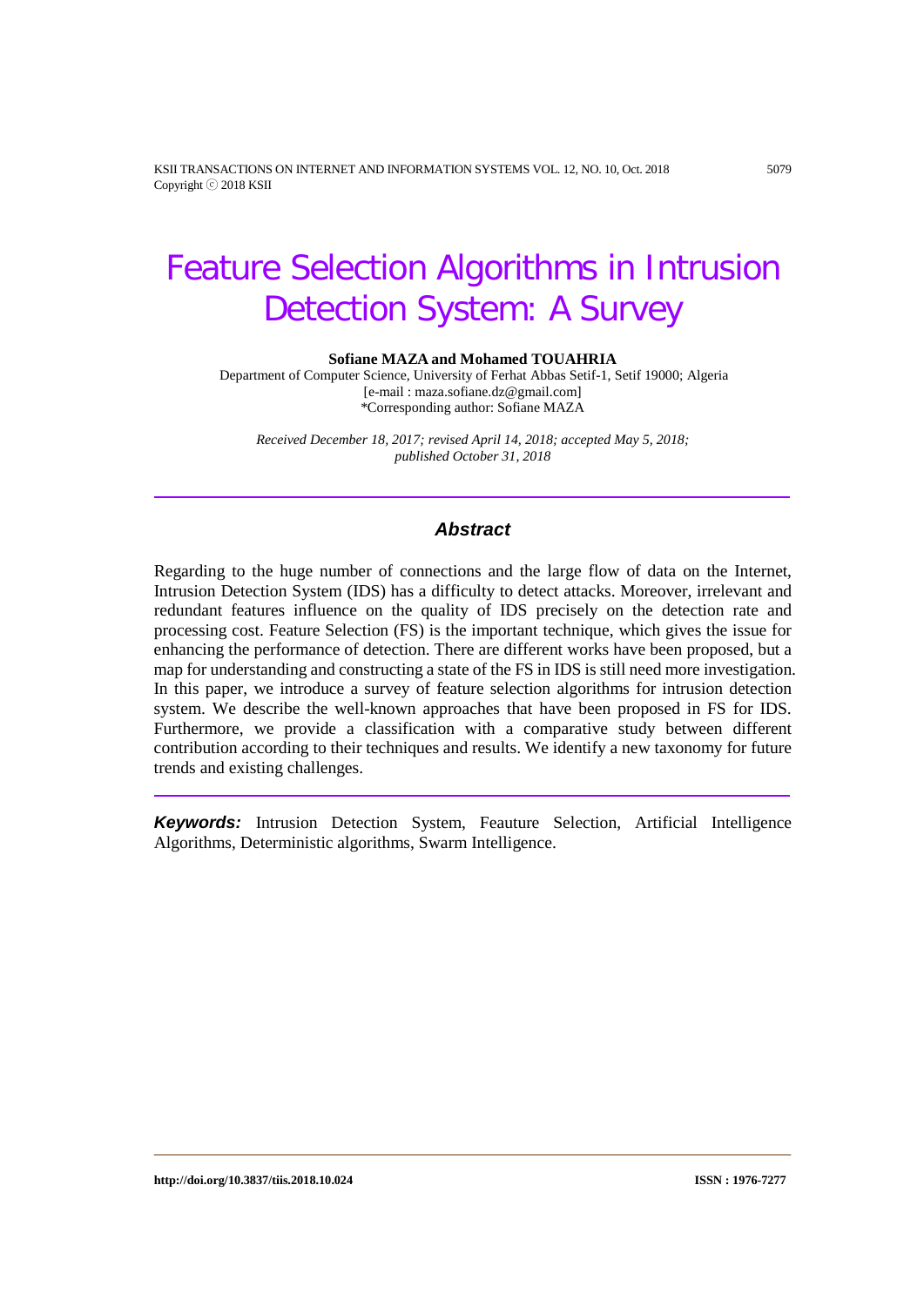# Feature Selection Algorithms in Intrusion Detection System: A Survey

**Sofiane MAZA and Mohamed TOUAHRIA**

Department of Computer Science, University of Ferhat Abbas Setif-1, Setif 19000; Algeria
[e-mail : maza.sofiane.dz@gmail.com]
*Corresponding author: Sofiane MAZA

*Received December 18, 2017; revised April 14, 2018; accepted May 5, 2018; published October 31, 2018*

---

## *Abstract*

Regarding to the huge number of connections and the large flow of data on the Internet, Intrusion Detection System (IDS) has a difficulty to detect attacks. Moreover, irrelevant and redundant features influence on the quality of IDS precisely on the detection rate and processing cost. Feature Selection (FS) is the important technique, which gives the issue for enhancing the performance of detection. There are different works have been proposed, but a map for understanding and constructing a state of the FS in IDS is still need more investigation. In this paper, we introduce a survey of feature selection algorithms for intrusion detection system. We describe the well-known approaches that have been proposed in FS for IDS. Furthermore, we provide a classification with a comparative study between different contribution according to their techniques and results. We identify a new taxonomy for future trends and existing challenges.

---

***Keywords:*** Intrusion Detection System, Feauture Selection, Artificial Intelligence Algorithms, Deterministic algorithms, Swarm Intelligence.

**http://doi.org/10.3837/tiis.2018.10.024** **ISSN : 1976-7277**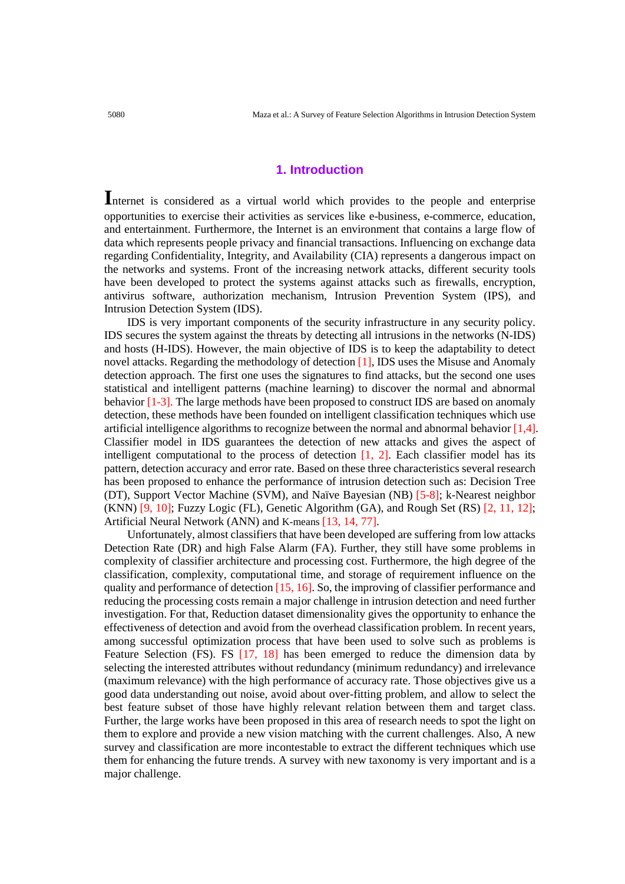## 1. Introduction

Internet is considered as a virtual world which provides to the people and enterprise opportunities to exercise their activities as services like e-business, e-commerce, education, and entertainment. Furthermore, the Internet is an environment that contains a large flow of data which represents people privacy and financial transactions. Influencing on exchange data regarding Confidentiality, Integrity, and Availability (CIA) represents a dangerous impact on the networks and systems. Front of the increasing network attacks, different security tools have been developed to protect the systems against attacks such as firewalls, encryption, antivirus software, authorization mechanism, Intrusion Prevention System (IPS), and Intrusion Detection System (IDS).

IDS is very important components of the security infrastructure in any security policy. IDS secures the system against the threats by detecting all intrusions in the networks (N-IDS) and hosts (H-IDS). However, the main objective of IDS is to keep the adaptability to detect novel attacks. Regarding the methodology of detection [1], IDS uses the Misuse and Anomaly detection approach. The first one uses the signatures to find attacks, but the second one uses statistical and intelligent patterns (machine learning) to discover the normal and abnormal behavior [1-3]. The large methods have been proposed to construct IDS are based on anomaly detection, these methods have been founded on intelligent classification techniques which use artificial intelligence algorithms to recognize between the normal and abnormal behavior [1,4]. Classifier model in IDS guarantees the detection of new attacks and gives the aspect of intelligent computational to the process of detection [1, 2]. Each classifier model has its pattern, detection accuracy and error rate. Based on these three characteristics several research has been proposed to enhance the performance of intrusion detection such as: Decision Tree (DT), Support Vector Machine (SVM), and Naïve Bayesian (NB) [5-8]; k-Nearest neighbor (KNN) [9, 10]; Fuzzy Logic (FL), Genetic Algorithm (GA), and Rough Set (RS) [2, 11, 12]; Artificial Neural Network (ANN) and K-means [13, 14, 77].

Unfortunately, almost classifiers that have been developed are suffering from low attacks Detection Rate (DR) and high False Alarm (FA). Further, they still have some problems in complexity of classifier architecture and processing cost. Furthermore, the high degree of the classification, complexity, computational time, and storage of requirement influence on the quality and performance of detection [15, 16]. So, the improving of classifier performance and reducing the processing costs remain a major challenge in intrusion detection and need further investigation. For that, Reduction dataset dimensionality gives the opportunity to enhance the effectiveness of detection and avoid from the overhead classification problem. In recent years, among successful optimization process that have been used to solve such as problems is Feature Selection (FS). FS [17, 18] has been emerged to reduce the dimension data by selecting the interested attributes without redundancy (minimum redundancy) and irrelevance (maximum relevance) with the high performance of accuracy rate. Those objectives give us a good data understanding out noise, avoid about over-fitting problem, and allow to select the best feature subset of those have highly relevant relation between them and target class. Further, the large works have been proposed in this area of research needs to spot the light on them to explore and provide a new vision matching with the current challenges. Also, A new survey and classification are more incontestable to extract the different techniques which use them for enhancing the future trends. A survey with new taxonomy is very important and is a major challenge.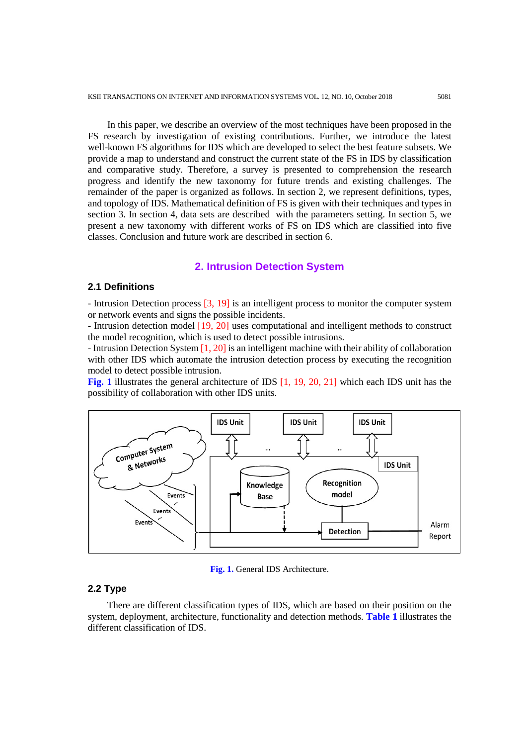In this paper, we describe an overview of the most techniques have been proposed in the FS research by investigation of existing contributions. Further, we introduce the latest well-known FS algorithms for IDS which are developed to select the best feature subsets. We provide a map to understand and construct the current state of the FS in IDS by classification and comparative study. Therefore, a survey is presented to comprehension the research progress and identify the new taxonomy for future trends and existing challenges. The remainder of the paper is organized as follows. In section 2, we represent definitions, types, and topology of IDS. Mathematical definition of FS is given with their techniques and types in section 3. In section 4, data sets are described with the parameters setting. In section 5, we present a new taxonomy with different works of FS on IDS which are classified into five classes. Conclusion and future work are described in section 6.

## 2. Intrusion Detection System

### 2.1 Definitions

- Intrusion Detection process [3, 19] is an intelligent process to monitor the computer system or network events and signs the possible incidents.
- Intrusion detection model [19, 20] uses computational and intelligent methods to construct the model recognition, which is used to detect possible intrusions.
- Intrusion Detection System [1, 20] is an intelligent machine with their ability of collaboration with other IDS which automate the intrusion detection process by executing the recognition model to detect possible intrusion.

**Fig. 1** illustrates the general architecture of IDS [1, 19, 20, 21] which each IDS unit has the possibility of collaboration with other IDS units.

**Fig. 1.** General IDS Architecture.

### 2.2 Type

There are different classification types of IDS, which are based on their position on the system, deployment, architecture, functionality and detection methods. **Table 1** illustrates the different classification of IDS.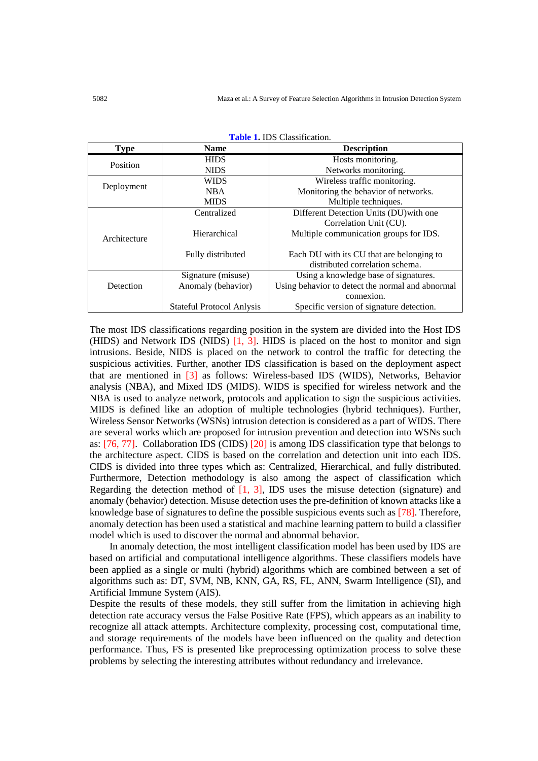**Table 1.** IDS Classification.

| Type | Name | Description |
| --- | --- | --- |
| Position | HIDS | Hosts monitoring. |
| | NIDS | Networks monitoring. |
| Deployment | WIDS | Wireless traffic monitoring. |
| | NBA | Monitoring the behavior of networks. |
| | MIDS | Multiple techniques. |
| Architecture | Centralized | Different Detection Units (DU)with one Correlation Unit (CU). |
| | Hierarchical | Multiple communication groups for IDS. |
| | Fully distributed | Each DU with its CU that are belonging to distributed correlation schema. |
| Detection | Signature (misuse) | Using a knowledge base of signatures. |
| | Anomaly (behavior) | Using behavior to detect the normal and abnormal connexion. |
| | Stateful Protocol Anlysis | Specific version of signature detection. |

The most IDS classifications regarding position in the system are divided into the Host IDS (HIDS) and Network IDS (NIDS) [1, 3]. HIDS is placed on the host to monitor and sign intrusions. Beside, NIDS is placed on the network to control the traffic for detecting the suspicious activities. Further, another IDS classification is based on the deployment aspect that are mentioned in [3] as follows: Wireless-based IDS (WIDS), Networks, Behavior analysis (NBA), and Mixed IDS (MIDS). WIDS is specified for wireless network and the NBA is used to analyze network, protocols and application to sign the suspicious activities. MIDS is defined like an adoption of multiple technologies (hybrid techniques). Further, Wireless Sensor Networks (WSNs) intrusion detection is considered as a part of WIDS. There are several works which are proposed for intrusion prevention and detection into WSNs such as: [76, 77]. Collaboration IDS (CIDS) [20] is among IDS classification type that belongs to the architecture aspect. CIDS is based on the correlation and detection unit into each IDS. CIDS is divided into three types which as: Centralized, Hierarchical, and fully distributed. Furthermore, Detection methodology is also among the aspect of classification which Regarding the detection method of [1, 3], IDS uses the misuse detection (signature) and anomaly (behavior) detection. Misuse detection uses the pre-definition of known attacks like a knowledge base of signatures to define the possible suspicious events such as [78]. Therefore, anomaly detection has been used a statistical and machine learning pattern to build a classifier model which is used to discover the normal and abnormal behavior.

In anomaly detection, the most intelligent classification model has been used by IDS are based on artificial and computational intelligence algorithms. These classifiers models have been applied as a single or multi (hybrid) algorithms which are combined between a set of algorithms such as: DT, SVM, NB, KNN, GA, RS, FL, ANN, Swarm Intelligence (SI), and Artificial Immune System (AIS).

Despite the results of these models, they still suffer from the limitation in achieving high detection rate accuracy versus the False Positive Rate (FPS), which appears as an inability to recognize all attack attempts. Architecture complexity, processing cost, computational time, and storage requirements of the models have been influenced on the quality and detection performance. Thus, FS is presented like preprocessing optimization process to solve these problems by selecting the interesting attributes without redundancy and irrelevance.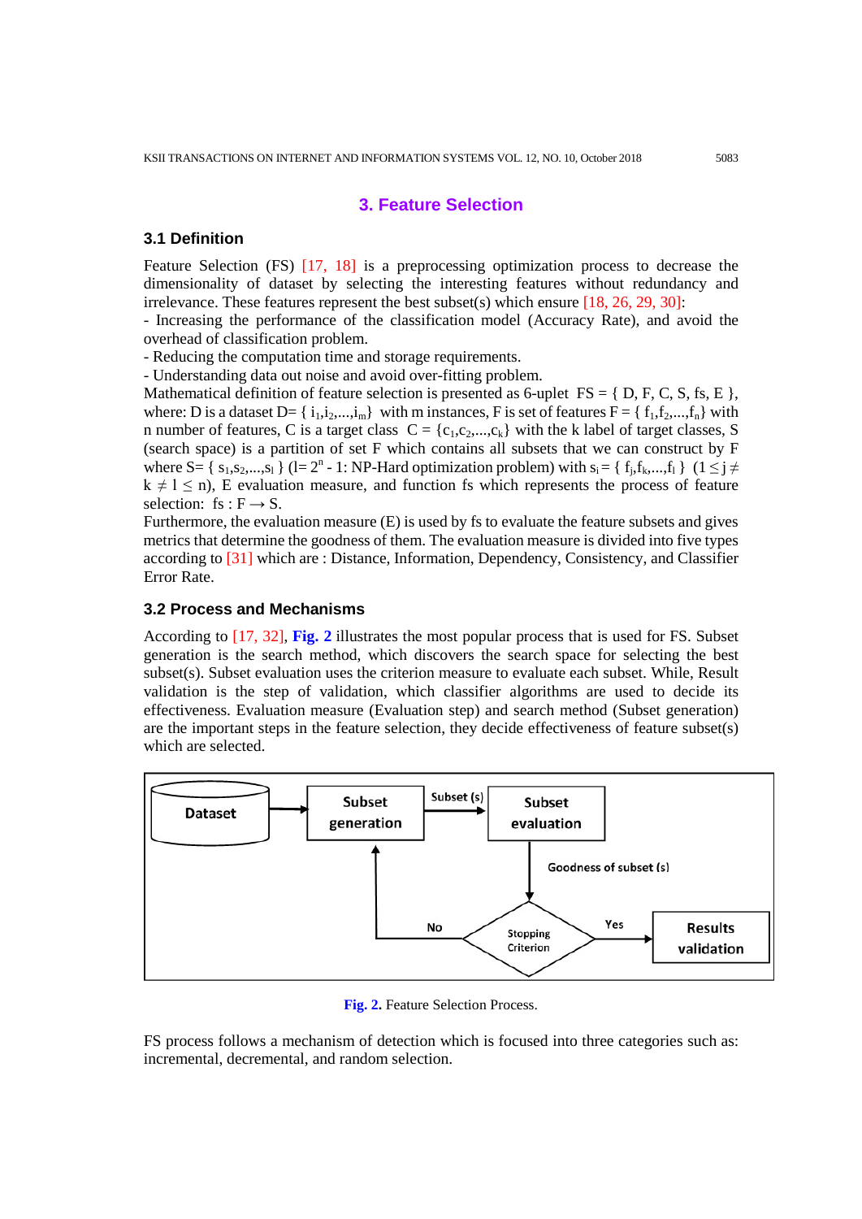## 3. Feature Selection

### 3.1 Definition

Feature Selection (FS) [17, 18] is a preprocessing optimization process to decrease the dimensionality of dataset by selecting the interesting features without redundancy and irrelevance. These features represent the best subset(s) which ensure [18, 26, 29, 30]:

- Increasing the performance of the classification model (Accuracy Rate), and avoid the overhead of classification problem.
- Reducing the computation time and storage requirements.
- Understanding data out noise and avoid over-fitting problem.

Mathematical definition of feature selection is presented as 6-uplet FS = { D, F, C, S, fs, E }, where: D is a dataset D= { $i_1, i_2, \ldots, i_m$} with m instances, F is set of features F = { $f_1, f_2, \ldots, f_n$} with n number of features, C is a target class C = {$c_1, c_2, \ldots, c_k$} with the k label of target classes, S (search space) is a partition of set F which contains all subsets that we can construct by F where S= { $s_1, s_2, \ldots, s_l$ } ($l = 2^n - 1$: NP-Hard optimization problem) with $s_i$ = { $f_j, f_k, \ldots, f_l$ } ($1 \leq j \neq k \neq l \leq n$), E evaluation measure, and function fs which represents the process of feature selection: $fs : F \rightarrow S$.

Furthermore, the evaluation measure (E) is used by fs to evaluate the feature subsets and gives metrics that determine the goodness of them. The evaluation measure is divided into five types according to [31] which are : Distance, Information, Dependency, Consistency, and Classifier Error Rate.

### 3.2 Process and Mechanisms

According to [17, 32], **Fig. 2** illustrates the most popular process that is used for FS. Subset generation is the search method, which discovers the search space for selecting the best subset(s). Subset evaluation uses the criterion measure to evaluate each subset. While, Result validation is the step of validation, which classifier algorithms are used to decide its effectiveness. Evaluation measure (Evaluation step) and search method (Subset generation) are the important steps in the feature selection, they decide effectiveness of feature subset(s) which are selected.

**Fig. 2.** Feature Selection Process.

FS process follows a mechanism of detection which is focused into three categories such as: incremental, decremental, and random selection.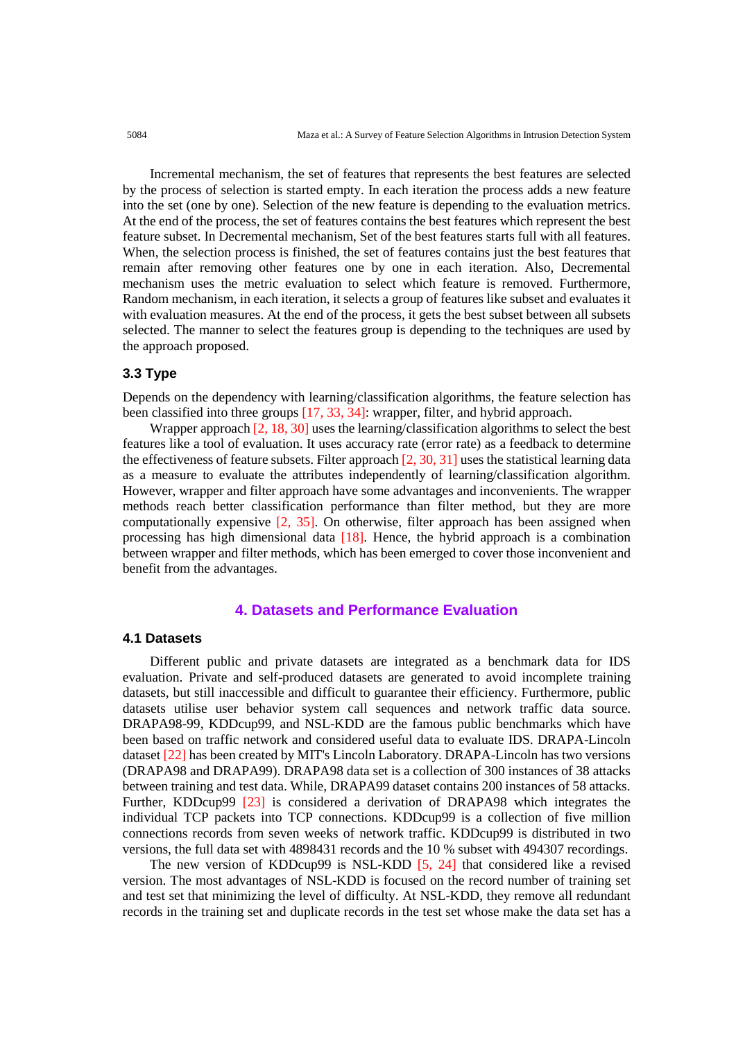Incremental mechanism, the set of features that represents the best features are selected by the process of selection is started empty. In each iteration the process adds a new feature into the set (one by one). Selection of the new feature is depending to the evaluation metrics. At the end of the process, the set of features contains the best features which represent the best feature subset. In Decremental mechanism, Set of the best features starts full with all features. When, the selection process is finished, the set of features contains just the best features that remain after removing other features one by one in each iteration. Also, Decremental mechanism uses the metric evaluation to select which feature is removed. Furthermore, Random mechanism, in each iteration, it selects a group of features like subset and evaluates it with evaluation measures. At the end of the process, it gets the best subset between all subsets selected. The manner to select the features group is depending to the techniques are used by the approach proposed.

### 3.3 Type

Depends on the dependency with learning/classification algorithms, the feature selection has been classified into three groups [17, 33, 34]: wrapper, filter, and hybrid approach.

Wrapper approach [2, 18, 30] uses the learning/classification algorithms to select the best features like a tool of evaluation. It uses accuracy rate (error rate) as a feedback to determine the effectiveness of feature subsets. Filter approach [2, 30, 31] uses the statistical learning data as a measure to evaluate the attributes independently of learning/classification algorithm. However, wrapper and filter approach have some advantages and inconvenients. The wrapper methods reach better classification performance than filter method, but they are more computationally expensive [2, 35]. On otherwise, filter approach has been assigned when processing has high dimensional data [18]. Hence, the hybrid approach is a combination between wrapper and filter methods, which has been emerged to cover those inconvenient and benefit from the advantages.

## 4. Datasets and Performance Evaluation

### 4.1 Datasets

Different public and private datasets are integrated as a benchmark data for IDS evaluation. Private and self-produced datasets are generated to avoid incomplete training datasets, but still inaccessible and difficult to guarantee their efficiency. Furthermore, public datasets utilise user behavior system call sequences and network traffic data source. DRAPA98-99, KDDcup99, and NSL-KDD are the famous public benchmarks which have been based on traffic network and considered useful data to evaluate IDS. DRAPA-Lincoln dataset [22] has been created by MIT's Lincoln Laboratory. DRAPA-Lincoln has two versions (DRAPA98 and DRAPA99). DRAPA98 data set is a collection of 300 instances of 38 attacks between training and test data. While, DRAPA99 dataset contains 200 instances of 58 attacks. Further, KDDcup99 [23] is considered a derivation of DRAPA98 which integrates the individual TCP packets into TCP connections. KDDcup99 is a collection of five million connections records from seven weeks of network traffic. KDDcup99 is distributed in two versions, the full data set with 4898431 records and the 10 % subset with 494307 recordings.

The new version of KDDcup99 is NSL-KDD [5, 24] that considered like a revised version. The most advantages of NSL-KDD is focused on the record number of training set and test set that minimizing the level of difficulty. At NSL-KDD, they remove all redundant records in the training set and duplicate records in the test set whose make the data set has a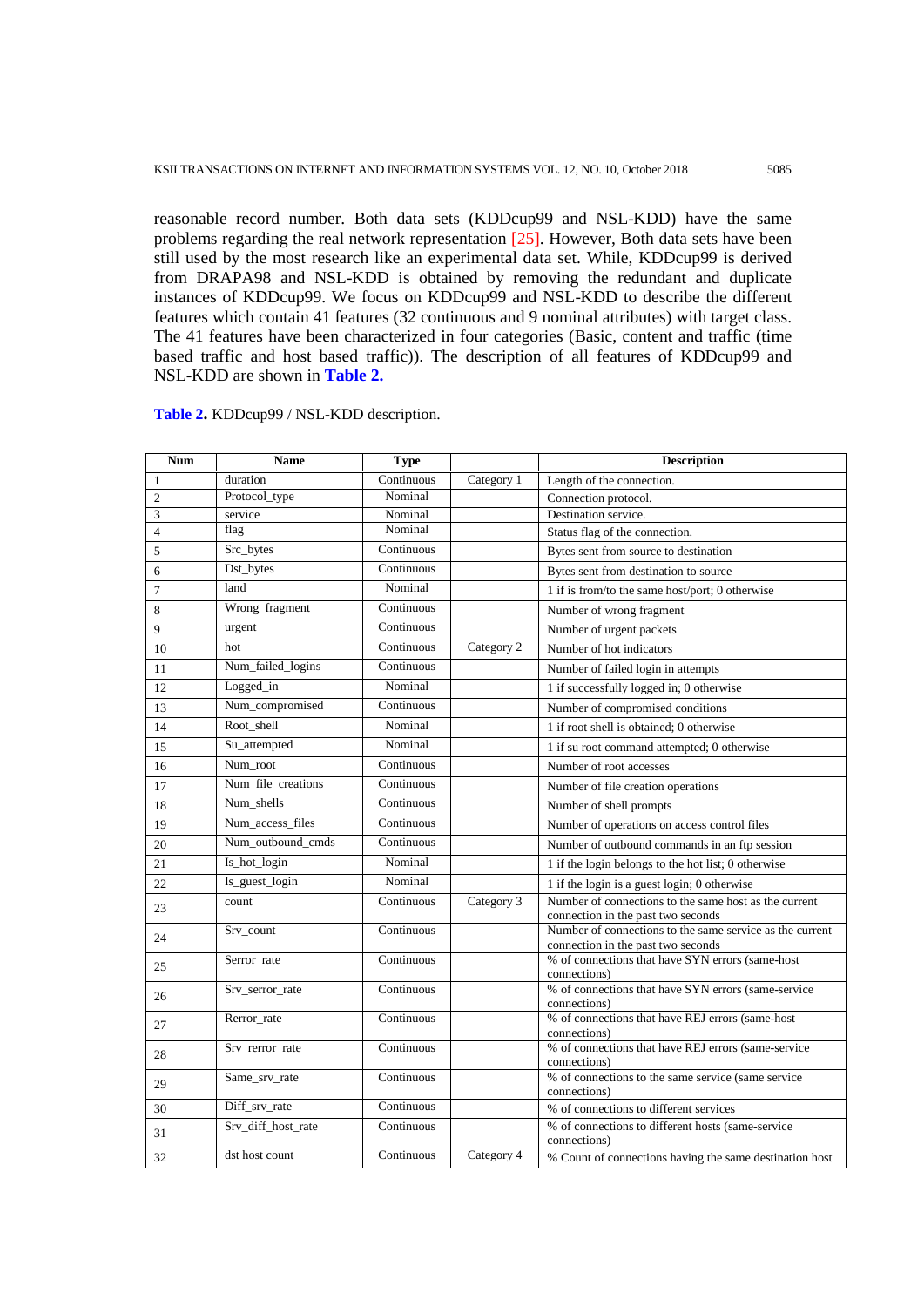reasonable record number. Both data sets (KDDcup99 and NSL-KDD) have the same problems regarding the real network representation [25]. However, Both data sets have been still used by the most research like an experimental data set. While, KDDcup99 is derived from DRAPA98 and NSL-KDD is obtained by removing the redundant and duplicate instances of KDDcup99. We focus on KDDcup99 and NSL-KDD to describe the different features which contain 41 features (32 continuous and 9 nominal attributes) with target class. The 41 features have been characterized in four categories (Basic, content and traffic (time based traffic and host based traffic)). The description of all features of KDDcup99 and NSL-KDD are shown in **Table 2.**

**Table 2.** KDDcup99 / NSL-KDD description.

| Num | Name | Type | | Description |
|---|---|---|---|---|
| 1 | duration | Continuous | Category 1 | Length of the connection. |
| 2 | Protocol_type | Nominal | | Connection protocol. |
| 3 | service | Nominal | | Destination service. |
| 4 | flag | Nominal | | Status flag of the connection. |
| 5 | Src_bytes | Continuous | | Bytes sent from source to destination |
| 6 | Dst_bytes | Continuous | | Bytes sent from destination to source |
| 7 | land | Nominal | | 1 if is from/to the same host/port; 0 otherwise |
| 8 | Wrong_fragment | Continuous | | Number of wrong fragment |
| 9 | urgent | Continuous | | Number of urgent packets |
| 10 | hot | Continuous | Category 2 | Number of hot indicators |
| 11 | Num_failed_logins | Continuous | | Number of failed login in attempts |
| 12 | Logged_in | Nominal | | 1 if successfully logged in; 0 otherwise |
| 13 | Num_compromised | Continuous | | Number of compromised conditions |
| 14 | Root_shell | Nominal | | 1 if root shell is obtained; 0 otherwise |
| 15 | Su_attempted | Nominal | | 1 if su root command attempted; 0 otherwise |
| 16 | Num_root | Continuous | | Number of root accesses |
| 17 | Num_file_creations | Continuous | | Number of file creation operations |
| 18 | Num_shells | Continuous | | Number of shell prompts |
| 19 | Num_access_files | Continuous | | Number of operations on access control files |
| 20 | Num_outbound_cmds | Continuous | | Number of outbound commands in an ftp session |
| 21 | Is_hot_login | Nominal | | 1 if the login belongs to the hot list; 0 otherwise |
| 22 | Is_guest_login | Nominal | | 1 if the login is a guest login; 0 otherwise |
| 23 | count | Continuous | Category 3 | Number of connections to the same host as the current connection in the past two seconds |
| 24 | Srv_count | Continuous | | Number of connections to the same service as the current connection in the past two seconds |
| 25 | Serror_rate | Continuous | | % of connections that have SYN errors (same-host connections) |
| 26 | Srv_serror_rate | Continuous | | % of connections that have SYN errors (same-service connections) |
| 27 | Rerror_rate | Continuous | | % of connections that have REJ errors (same-host connections) |
| 28 | Srv_rerror_rate | Continuous | | % of connections that have REJ errors (same-service connections) |
| 29 | Same_srv_rate | Continuous | | % of connections to the same service (same service connections) |
| 30 | Diff_srv_rate | Continuous | | % of connections to different services |
| 31 | Srv_diff_host_rate | Continuous | | % of connections to different hosts (same-service connections) |
| 32 | dst host count | Continuous | Category 4 | % Count of connections having the same destination host |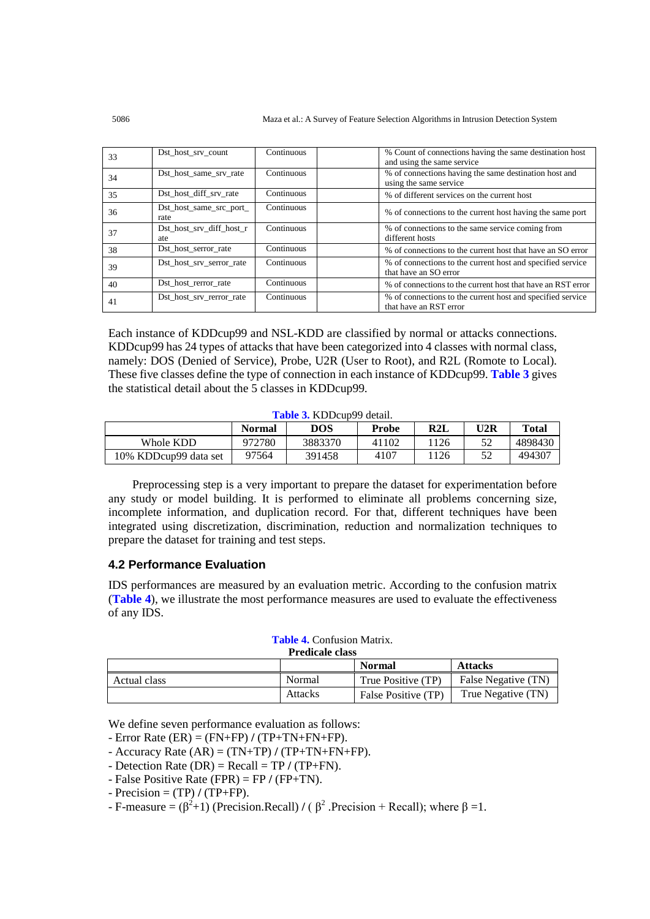| 33 | Dst_host_srv_count | Continuous | | % Count of connections having the same destination host and using the same service |
|---|---|---|---|---|
| 34 | Dst_host_same_srv_rate | Continuous | | % of connections having the same destination host and using the same service |
| 35 | Dst_host_diff_srv_rate | Continuous | | % of different services on the current host |
| 36 | Dst_host_same_src_port_rate | Continuous | | % of connections to the current host having the same port |
| 37 | Dst_host_srv_diff_host_rate | Continuous | | % of connections to the same service coming from different hosts |
| 38 | Dst_host_serror_rate | Continuous | | % of connections to the current host that have an SO error |
| 39 | Dst_host_srv_serror_rate | Continuous | | % of connections to the current host and specified service that have an SO error |
| 40 | Dst_host_rerror_rate | Continuous | | % of connections to the current host that have an RST error |
| 41 | Dst_host_srv_rerror_rate | Continuous | | % of connections to the current host and specified service that have an RST error |

Each instance of KDDcup99 and NSL-KDD are classified by normal or attacks connections. KDDcup99 has 24 types of attacks that have been categorized into 4 classes with normal class, namely: DOS (Denied of Service), Probe, U2R (User to Root), and R2L (Romote to Local). These five classes define the type of connection in each instance of KDDcup99. **Table 3** gives the statistical detail about the 5 classes in KDDcup99.

**Table 3.** KDDcup99 detail.

| | Normal | DOS | Probe | R2L | U2R | Total |
|---|---|---|---|---|---|---|
| Whole KDD | 972780 | 3883370 | 41102 | 1126 | 52 | 4898430 |
| 10% KDDcup99 data set | 97564 | 391458 | 4107 | 1126 | 52 | 494307 |

Preprocessing step is a very important to prepare the dataset for experimentation before any study or model building. It is performed to eliminate all problems concerning size, incomplete information, and duplication record. For that, different techniques have been integrated using discretization, discrimination, reduction and normalization techniques to prepare the dataset for training and test steps.

### 4.2 Performance Evaluation

IDS performances are measured by an evaluation metric. According to the confusion matrix (**Table 4**), we illustrate the most performance measures are used to evaluate the effectiveness of any IDS.

**Table 4.** Confusion Matrix.

| | | Predicale class | |
|---|---|---|---|
| | | **Normal** | **Attacks** |
| Actual class | Normal | True Positive (TP) | False Negative (TN) |
| | Attacks | False Positive (TP) | True Negative (TN) |

We define seven performance evaluation as follows:

- Error Rate (ER) = (FN+FP) / (TP+TN+FN+FP).
- Accuracy Rate (AR) = (TN+TP) / (TP+TN+FN+FP).
- Detection Rate (DR) = Recall = TP / (TP+FN).
- False Positive Rate (FPR) = FP / (FP+TN).
- Precision = (TP) / (TP+FP).
- F-measure = $(\beta^2+1)$ (Precision.Recall) / ( $\beta^2$ .Precision + Recall); where $\beta$ =1.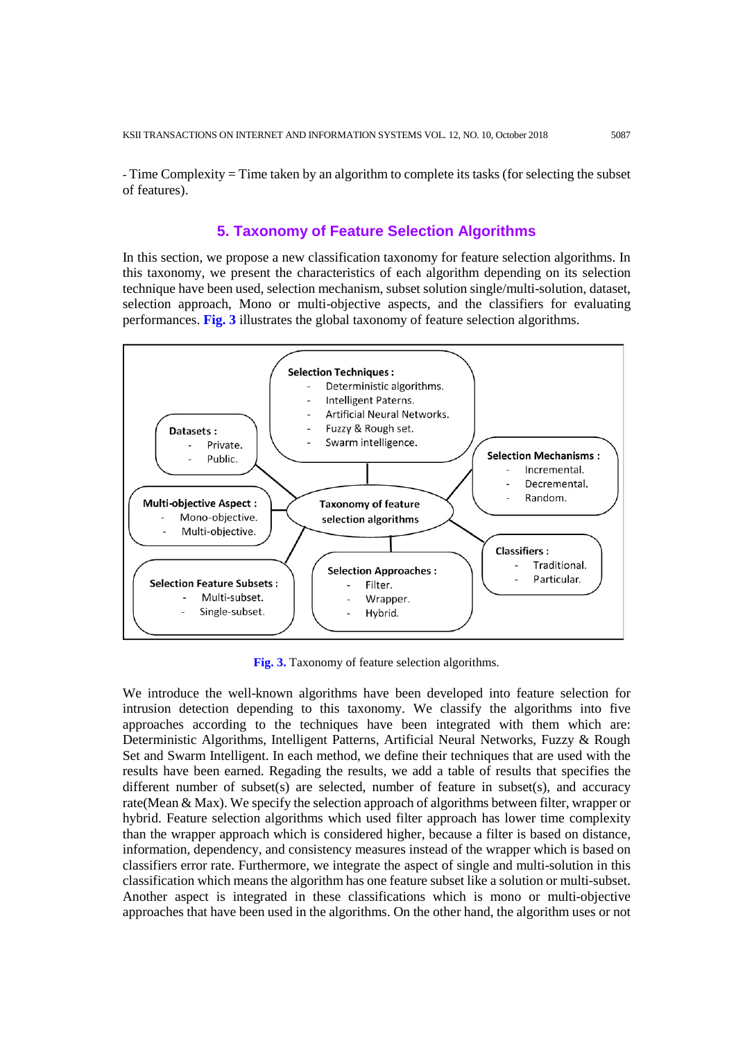- Time Complexity = Time taken by an algorithm to complete its tasks (for selecting the subset of features).

## 5. Taxonomy of Feature Selection Algorithms

In this section, we propose a new classification taxonomy for feature selection algorithms. In this taxonomy, we present the characteristics of each algorithm depending on its selection technique have been used, selection mechanism, subset solution single/multi-solution, dataset, selection approach, Mono or multi-objective aspects, and the classifiers for evaluating performances. **Fig. 3** illustrates the global taxonomy of feature selection algorithms.

**Taxonomy of feature selection algorithms**

**Selection Techniques :**
- Deterministic algorithms.
- Intelligent Paterns.
- Artificial Neural Networks.
- Fuzzy & Rough set.
- Swarm intelligence.

**Datasets :**
- Private.
- Public.

**Selection Mechanisms :**
- Incremental.
- Decremental.
- Random.

**Multi-objective Aspect :**
- Mono-objective.
- Multi-objective.

**Classifiers :**
- Traditional.
- Particular.

**Selection Feature Subsets :**
- Multi-subset.
- Single-subset.

**Selection Approaches :**
- Filter.
- Wrapper.
- Hybrid.

**Fig. 3.** Taxonomy of feature selection algorithms.

We introduce the well-known algorithms have been developed into feature selection for intrusion detection depending to this taxonomy. We classify the algorithms into five approaches according to the techniques have been integrated with them which are: Deterministic Algorithms, Intelligent Patterns, Artificial Neural Networks, Fuzzy & Rough Set and Swarm Intelligent. In each method, we define their techniques that are used with the results have been earned. Regading the results, we add a table of results that specifies the different number of subset(s) are selected, number of feature in subset(s), and accuracy rate(Mean & Max). We specify the selection approach of algorithms between filter, wrapper or hybrid. Feature selection algorithms which used filter approach has lower time complexity than the wrapper approach which is considered higher, because a filter is based on distance, information, dependency, and consistency measures instead of the wrapper which is based on classifiers error rate. Furthermore, we integrate the aspect of single and multi-solution in this classification which means the algorithm has one feature subset like a solution or multi-subset. Another aspect is integrated in these classifications which is mono or multi-objective approaches that have been used in the algorithms. On the other hand, the algorithm uses or not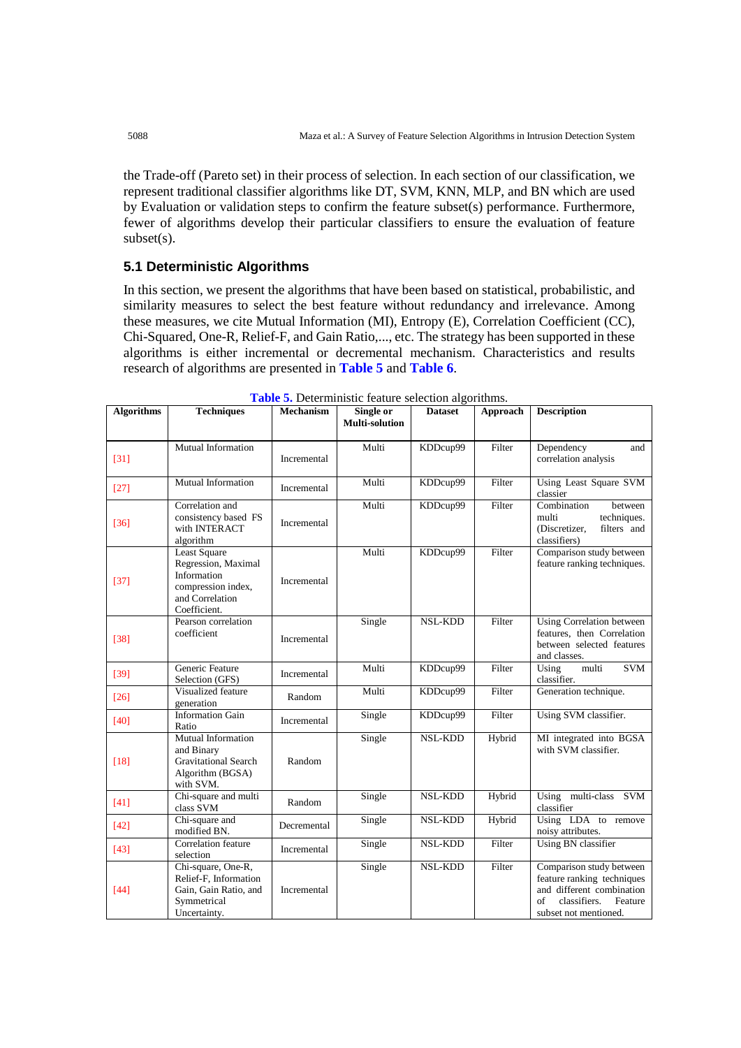the Trade-off (Pareto set) in their process of selection. In each section of our classification, we represent traditional classifier algorithms like DT, SVM, KNN, MLP, and BN which are used by Evaluation or validation steps to confirm the feature subset(s) performance. Furthermore, fewer of algorithms develop their particular classifiers to ensure the evaluation of feature subset(s).

### 5.1 Deterministic Algorithms

In this section, we present the algorithms that have been based on statistical, probabilistic, and similarity measures to select the best feature without redundancy and irrelevance. Among these measures, we cite Mutual Information (MI), Entropy (E), Correlation Coefficient (CC), Chi-Squared, One-R, Relief-F, and Gain Ratio,..., etc. The strategy has been supported in these algorithms is either incremental or decremental mechanism. Characteristics and results research of algorithms are presented in **Table 5** and **Table 6**.

**Table 5.** Deterministic feature selection algorithms.

| Algorithms | Techniques | Mechanism | Single or Multi-solution | Dataset | Approach | Description |
|---|---|---|---|---|---|---|
| [31] | Mutual Information | Incremental | Multi | KDDcup99 | Filter | Dependency and correlation analysis |
| [27] | Mutual Information | Incremental | Multi | KDDcup99 | Filter | Using Least Square SVM classier |
| [36] | Correlation and consistency based FS with INTERACT algorithm | Incremental | Multi | KDDcup99 | Filter | Combination between multi techniques. (Discretizer, filters and classifiers) |
| [37] | Least Square Regression, Maximal Information compression index, and Correlation Coefficient. | Incremental | Multi | KDDcup99 | Filter | Comparison study between feature ranking techniques. |
| [38] | Pearson correlation coefficient | Incremental | Single | NSL-KDD | Filter | Using Correlation between features, then Correlation between selected features and classes. |
| [39] | Generic Feature Selection (GFS) | Incremental | Multi | KDDcup99 | Filter | Using multi SVM classifier. |
| [26] | Visualized feature generation | Random | Multi | KDDcup99 | Filter | Generation technique. |
| [40] | Information Gain Ratio | Incremental | Single | KDDcup99 | Filter | Using SVM classifier. |
| [18] | Mutual Information and Binary Gravitational Search Algorithm (BGSA) with SVM. | Random | Single | NSL-KDD | Hybrid | MI integrated into BGSA with SVM classifier. |
| [41] | Chi-square and multi class SVM | Random | Single | NSL-KDD | Hybrid | Using multi-class SVM classifier |
| [42] | Chi-square and modified BN. | Decremental | Single | NSL-KDD | Hybrid | Using LDA to remove noisy attributes. |
| [43] | Correlation feature selection | Incremental | Single | NSL-KDD | Filter | Using BN classifier |
| [44] | Chi-square, One-R, Relief-F, Information Gain, Gain Ratio, and Symmetrical Uncertainty. | Incremental | Single | NSL-KDD | Filter | Comparison study between feature ranking techniques and different combination of classifiers. Feature subset not mentioned. |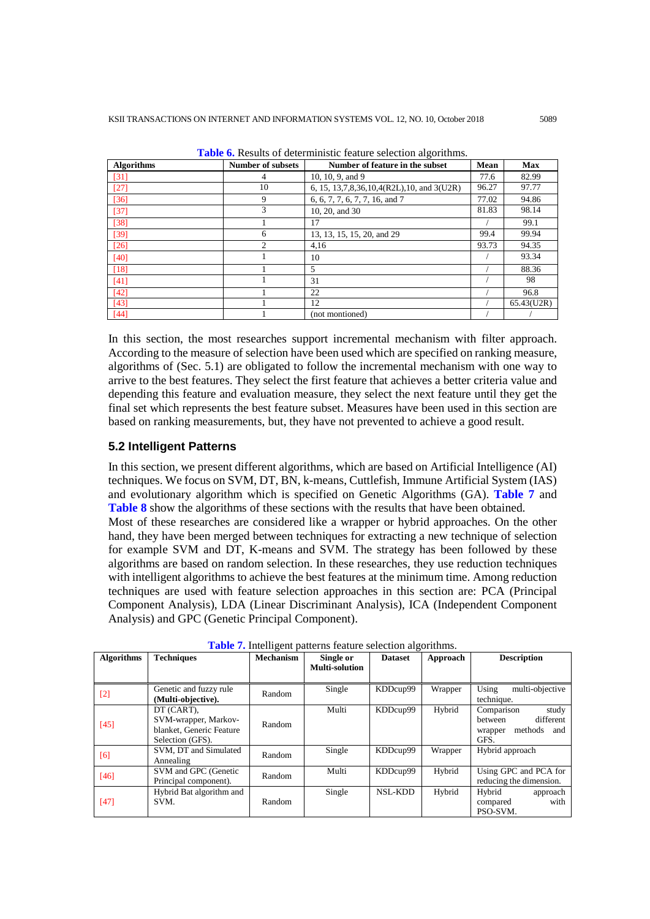**Table 6.** Results of deterministic feature selection algorithms.

| Algorithms | Number of subsets | Number of feature in the subset | Mean | Max |
|---|---|---|---|---|
| [31] | 4 | 10, 10, 9, and 9 | 77.6 | 82.99 |
| [27] | 10 | 6, 15, 13,7,8,36,10,4(R2L),10, and 3(U2R) | 96.27 | 97.77 |
| [36] | 9 | 6, 6, 7, 7, 6, 7, 7, 16, and 7 | 77.02 | 94.86 |
| [37] | 3 | 10, 20, and 30 | 81.83 | 98.14 |
| [38] | 1 | 17 | / | 99.1 |
| [39] | 6 | 13, 13, 15, 15, 20, and 29 | 99.4 | 99.94 |
| [26] | 2 | 4,16 | 93.73 | 94.35 |
| [40] | 1 | 10 | / | 93.34 |
| [18] | 1 | 5 | / | 88.36 |
| [41] | 1 | 31 | / | 98 |
| [42] | 1 | 22 | / | 96.8 |
| [43] | 1 | 12 | / | 65.43(U2R) |
| [44] | 1 | (not montioned) | / | / |

In this section, the most researches support incremental mechanism with filter approach. According to the measure of selection have been used which are specified on ranking measure, algorithms of (Sec. 5.1) are obligated to follow the incremental mechanism with one way to arrive to the best features. They select the first feature that achieves a better criteria value and depending this feature and evaluation measure, they select the next feature until they get the final set which represents the best feature subset. Measures have been used in this section are based on ranking measurements, but, they have not prevented to achieve a good result.

### 5.2 Intelligent Patterns

In this section, we present different algorithms, which are based on Artificial Intelligence (AI) techniques. We focus on SVM, DT, BN, k-means, Cuttlefish, Immune Artificial System (IAS) and evolutionary algorithm which is specified on Genetic Algorithms (GA). **Table 7** and **Table 8** show the algorithms of these sections with the results that have been obtained.

Most of these researches are considered like a wrapper or hybrid approaches. On the other hand, they have been merged between techniques for extracting a new technique of selection for example SVM and DT, K-means and SVM. The strategy has been followed by these algorithms are based on random selection. In these researches, they use reduction techniques with intelligent algorithms to achieve the best features at the minimum time. Among reduction techniques are used with feature selection approaches in this section are: PCA (Principal Component Analysis), LDA (Linear Discriminant Analysis), ICA (Independent Component Analysis) and GPC (Genetic Principal Component).

**Table 7.** Intelligent patterns feature selection algorithms.

| Algorithms | Techniques | Mechanism | Single or Multi-solution | Dataset | Approach | Description |
|---|---|---|---|---|---|---|
| [2] | Genetic and fuzzy rule **(Multi-objective).** | Random | Single | KDDcup99 | Wrapper | Using multi-objective technique. |
| [45] | DT (CART), SVM-wrapper, Markov-blanket, Generic Feature Selection (GFS). | Random | Multi | KDDcup99 | Hybrid | Comparison study between different wrapper methods and GFS. |
| [6] | SVM, DT and Simulated Annealing | Random | Single | KDDcup99 | Wrapper | Hybrid approach |
| [46] | SVM and GPC (Genetic Principal component). | Random | Multi | KDDcup99 | Hybrid | Using GPC and PCA for reducing the dimension. |
| [47] | Hybrid Bat algorithm and SVM. | Random | Single | NSL-KDD | Hybrid | Hybrid approach compared with PSO-SVM. |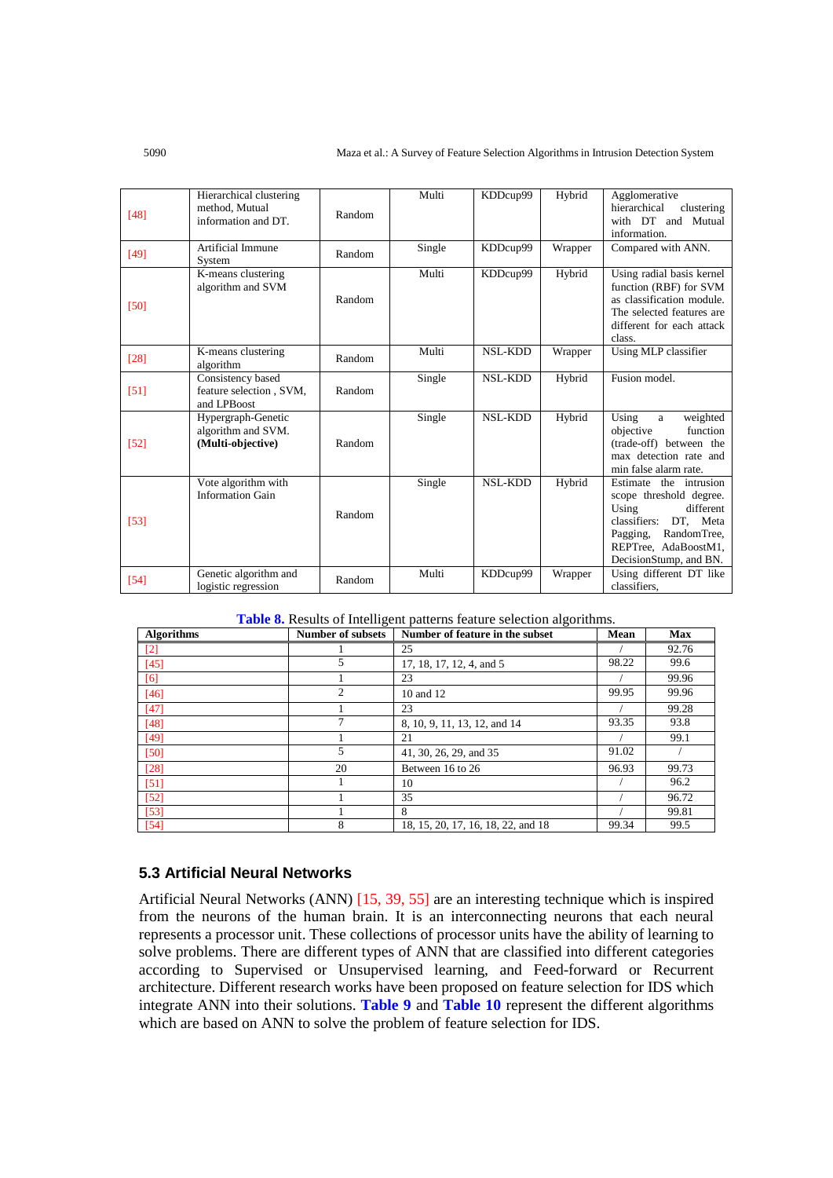| [48] | Hierarchical clustering method, Mutual information and DT. | Random | Multi | KDDcup99 | Hybrid | Agglomerative hierarchical clustering with DT and Mutual information. |
|---|---|---|---|---|---|---|
| [49] | Artificial Immune System | Random | Single | KDDcup99 | Wrapper | Compared with ANN. |
| [50] | K-means clustering algorithm and SVM | Random | Multi | KDDcup99 | Hybrid | Using radial basis kernel function (RBF) for SVM as classification module. The selected features are different for each attack class. |
| [28] | K-means clustering algorithm | Random | Multi | NSL-KDD | Wrapper | Using MLP classifier |
| [51] | Consistency based feature selection , SVM, and LPBoost | Random | Single | NSL-KDD | Hybrid | Fusion model. |
| [52] | Hypergraph-Genetic algorithm and SVM. **(Multi-objective)** | Random | Single | NSL-KDD | Hybrid | Using a weighted objective function (trade-off) between the max detection rate and min false alarm rate. |
| [53] | Vote algorithm with Information Gain | Random | Single | NSL-KDD | Hybrid | Estimate the intrusion scope threshold degree. Using different classifiers: DT, Meta Pagging, RandomTree, REPTree, AdaBoostM1, DecisionStump, and BN. |
| [54] | Genetic algorithm and logistic regression | Random | Multi | KDDcup99 | Wrapper | Using different DT like classifiers, |

**Table 8.** Results of Intelligent patterns feature selection algorithms.

| Algorithms | Number of subsets | Number of feature in the subset | Mean | Max |
|---|---|---|---|---|
| [2] | 1 | 25 | / | 92.76 |
| [45] | 5 | 17, 18, 17, 12, 4, and 5 | 98.22 | 99.6 |
| [6] | 1 | 23 | / | 99.96 |
| [46] | 2 | 10 and 12 | 99.95 | 99.96 |
| [47] | 1 | 23 | / | 99.28 |
| [48] | 7 | 8, 10, 9, 11, 13, 12, and 14 | 93.35 | 93.8 |
| [49] | 1 | 21 | / | 99.1 |
| [50] | 5 | 41, 30, 26, 29, and 35 | 91.02 | / |
| [28] | 20 | Between 16 to 26 | 96.93 | 99.73 |
| [51] | 1 | 10 | / | 96.2 |
| [52] | 1 | 35 | / | 96.72 |
| [53] | 1 | 8 | / | 99.81 |
| [54] | 8 | 18, 15, 20, 17, 16, 18, 22, and 18 | 99.34 | 99.5 |

### 5.3 Artificial Neural Networks

Artificial Neural Networks (ANN) [15, 39, 55] are an interesting technique which is inspired from the neurons of the human brain. It is an interconnecting neurons that each neural represents a processor unit. These collections of processor units have the ability of learning to solve problems. There are different types of ANN that are classified into different categories according to Supervised or Unsupervised learning, and Feed-forward or Recurrent architecture. Different research works have been proposed on feature selection for IDS which integrate ANN into their solutions. **Table 9** and **Table 10** represent the different algorithms which are based on ANN to solve the problem of feature selection for IDS.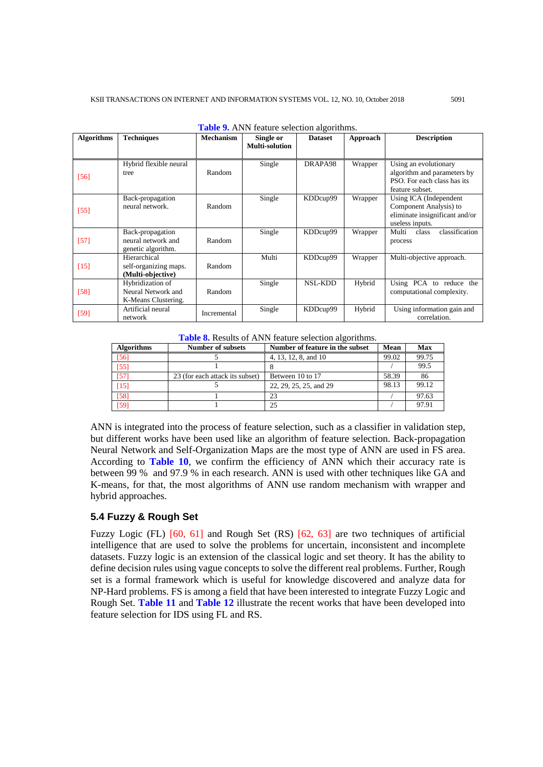**Table 9.** ANN feature selection algorithms.

| Algorithms | Techniques | Mechanism | Single or Multi-solution | Dataset | Approach | Description |
|---|---|---|---|---|---|---|
| [56] | Hybrid flexible neural tree | Random | Single | DRAPA98 | Wrapper | Using an evolutionary algorithm and parameters by PSO. For each class has its feature subset. |
| [55] | Back-propagation neural network. | Random | Single | KDDcup99 | Wrapper | Using ICA (Independent Component Analysis) to eliminate insignificant and/or useless inputs. |
| [57] | Back-propagation neural network and genetic algorithm. | Random | Single | KDDcup99 | Wrapper | Multi class classification process |
| [15] | Hierarchical self-organizing maps. **(Multi-objective)** | Random | Multi | KDDcup99 | Wrapper | Multi-objective approach. |
| [58] | Hybridization of Neural Network and K-Means Clustering. | Random | Single | NSL-KDD | Hybrid | Using PCA to reduce the computational complexity. |
| [59] | Artificial neural network | Incremental | Single | KDDcup99 | Hybrid | Using information gain and correlation. |

**Table 8.** Results of ANN feature selection algorithms.

| Algorithms | Number of subsets | Number of feature in the subset | Mean | Max |
|---|---|---|---|---|
| [56] | 5 | 4, 13, 12, 8, and 10 | 99.02 | 99.75 |
| [55] | 1 | 8 | / | 99.5 |
| [57] | 23 (for each attack its subset) | Between 10 to 17 | 58.39 | 86 |
| [15] | 5 | 22, 29, 25, 25, and 29 | 98.13 | 99.12 |
| [58] | 1 | 23 | / | 97.63 |
| [59] | 1 | 25 | / | 97.91 |

ANN is integrated into the process of feature selection, such as a classifier in validation step, but different works have been used like an algorithm of feature selection. Back-propagation Neural Network and Self-Organization Maps are the most type of ANN are used in FS area. According to **Table 10**, we confirm the efficiency of ANN which their accuracy rate is between 99 % and 97.9 % in each research. ANN is used with other techniques like GA and K-means, for that, the most algorithms of ANN use random mechanism with wrapper and hybrid approaches.

### 5.4 Fuzzy & Rough Set

Fuzzy Logic (FL) [60, 61] and Rough Set (RS) [62, 63] are two techniques of artificial intelligence that are used to solve the problems for uncertain, inconsistent and incomplete datasets. Fuzzy logic is an extension of the classical logic and set theory. It has the ability to define decision rules using vague concepts to solve the different real problems. Further, Rough set is a formal framework which is useful for knowledge discovered and analyze data for NP-Hard problems. FS is among a field that have been interested to integrate Fuzzy Logic and Rough Set. **Table 11** and **Table 12** illustrate the recent works that have been developed into feature selection for IDS using FL and RS.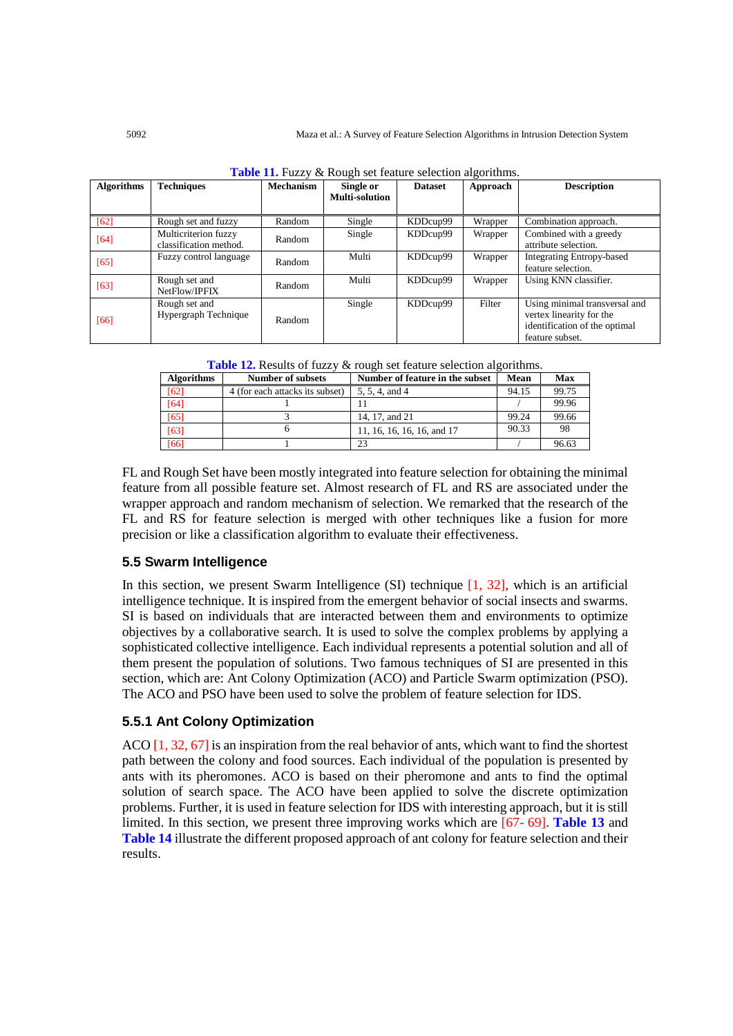**Table 11.** Fuzzy & Rough set feature selection algorithms.

| Algorithms | Techniques | Mechanism | Single or Multi-solution | Dataset | Approach | Description |
|---|---|---|---|---|---|---|
| [62] | Rough set and fuzzy | Random | Single | KDDcup99 | Wrapper | Combination approach. |
| [64] | Multicriterion fuzzy classification method. | Random | Single | KDDcup99 | Wrapper | Combined with a greedy attribute selection. |
| [65] | Fuzzy control language | Random | Multi | KDDcup99 | Wrapper | Integrating Entropy-based feature selection. |
| [63] | Rough set and NetFlow/IPFIX | Random | Multi | KDDcup99 | Wrapper | Using KNN classifier. |
| [66] | Rough set and Hypergraph Technique | Random | Single | KDDcup99 | Filter | Using minimal transversal and vertex linearity for the identification of the optimal feature subset. |

**Table 12.** Results of fuzzy & rough set feature selection algorithms.

| Algorithms | Number of subsets | Number of feature in the subset | Mean | Max |
|---|---|---|---|---|
| [62] | 4 (for each attacks its subset) | 5, 5, 4, and 4 | 94.15 | 99.75 |
| [64] | 1 | 11 | / | 99.96 |
| [65] | 3 | 14, 17, and 21 | 99.24 | 99.66 |
| [63] | 6 | 11, 16, 16, 16, 16, and 17 | 90.33 | 98 |
| [66] | 1 | 23 | / | 96.63 |

FL and Rough Set have been mostly integrated into feature selection for obtaining the minimal feature from all possible feature set. Almost research of FL and RS are associated under the wrapper approach and random mechanism of selection. We remarked that the research of the FL and RS for feature selection is merged with other techniques like a fusion for more precision or like a classification algorithm to evaluate their effectiveness.

### 5.5 Swarm Intelligence

In this section, we present Swarm Intelligence (SI) technique [1, 32], which is an artificial intelligence technique. It is inspired from the emergent behavior of social insects and swarms. SI is based on individuals that are interacted between them and environments to optimize objectives by a collaborative search. It is used to solve the complex problems by applying a sophisticated collective intelligence. Each individual represents a potential solution and all of them present the population of solutions. Two famous techniques of SI are presented in this section, which are: Ant Colony Optimization (ACO) and Particle Swarm optimization (PSO). The ACO and PSO have been used to solve the problem of feature selection for IDS.

#### 5.5.1 Ant Colony Optimization

ACO [1, 32, 67] is an inspiration from the real behavior of ants, which want to find the shortest path between the colony and food sources. Each individual of the population is presented by ants with its pheromones. ACO is based on their pheromone and ants to find the optimal solution of search space. The ACO have been applied to solve the discrete optimization problems. Further, it is used in feature selection for IDS with interesting approach, but it is still limited. In this section, we present three improving works which are [67- 69]. **Table 13** and **Table 14** illustrate the different proposed approach of ant colony for feature selection and their results.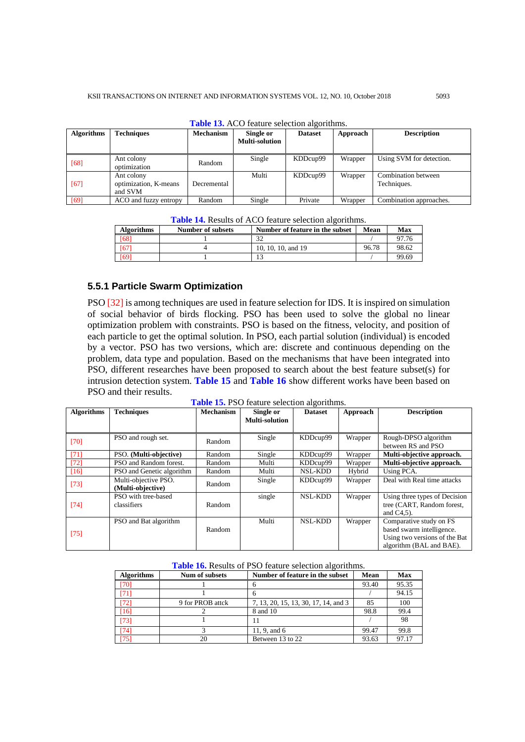**Table 13.** ACO feature selection algorithms.

| Algorithms | Techniques | Mechanism | Single or Multi-solution | Dataset | Approach | Description |
|---|---|---|---|---|---|---|
| [68] | Ant colony optimization | Random | Single | KDDcup99 | Wrapper | Using SVM for detection. |
| [67] | Ant colony optimization, K-means and SVM | Decremental | Multi | KDDcup99 | Wrapper | Combination between Techniques. |
| [69] | ACO and fuzzy entropy | Random | Single | Private | Wrapper | Combination approaches. |

**Table 14.** Results of ACO feature selection algorithms.

| Algorithms | Number of subsets | Number of feature in the subset | Mean | Max |
|---|---|---|---|---|
| [68] | 1 | 32 | / | 97.76 |
| [67] | 4 | 10, 10, 10, and 19 | 96.78 | 98.62 |
| [69] | 1 | 13 | / | 99.69 |

### 5.5.1 Particle Swarm Optimization

PSO [32] is among techniques are used in feature selection for IDS. It is inspired on simulation of social behavior of birds flocking. PSO has been used to solve the global no linear optimization problem with constraints. PSO is based on the fitness, velocity, and position of each particle to get the optimal solution. In PSO, each partial solution (individual) is encoded by a vector. PSO has two versions, which are: discrete and continuous depending on the problem, data type and population. Based on the mechanisms that have been integrated into PSO, different researches have been proposed to search about the best feature subset(s) for intrusion detection system. **Table 15** and **Table 16** show different works have been based on PSO and their results.

**Table 15.** PSO feature selection algorithms.

| Algorithms | Techniques | Mechanism | Single or Multi-solution | Dataset | Approach | Description |
|---|---|---|---|---|---|---|
| [70] | PSO and rough set. | Random | Single | KDDcup99 | Wrapper | Rough-DPSO algorithm between RS and PSO |
| [71] | PSO. **(Multi-objective)** | Random | Single | KDDcup99 | Wrapper | **Multi-objective approach.** |
| [72] | PSO and Random forest. | Random | Multi | KDDcup99 | Wrapper | **Multi-objective approach.** |
| [16] | PSO and Genetic algorithm | Random | Multi | NSL-KDD | Hybrid | Using PCA. |
| [73] | Multi-objective PSO. **(Multi-objective)** | Random | Single | KDDcup99 | Wrapper | Deal with Real time attacks |
| [74] | PSO with tree-based classifiers | Random | single | NSL-KDD | Wrapper | Using three types of Decision tree (CART, Random forest, and C4,5). |
| [75] | PSO and Bat algorithm | Random | Multi | NSL-KDD | Wrapper | Comparative study on FS based swarm intelligence. Using two versions of the Bat algorithm (BAL and BAE). |

**Table 16.** Results of PSO feature selection algorithms.

| Algorithms | Num of subsets | Number of feature in the subset | Mean | Max |
|---|---|---|---|---|
| [70] | 1 | 6 | 93.40 | 95.35 |
| [71] | 1 | 6 | / | 94.15 |
| [72] | 9 for PROB attck | 7, 13, 20, 15, 13, 30, 17, 14, and 3 | 85 | 100 |
| [16] | 2 | 8 and 10 | 98.8 | 99.4 |
| [73] | 1 | 11 | / | 98 |
| [74] | 3 | 11, 9, and 6 | 99.47 | 99.8 |
| [75] | 20 | Between 13 to 22 | 93.63 | 97.17 |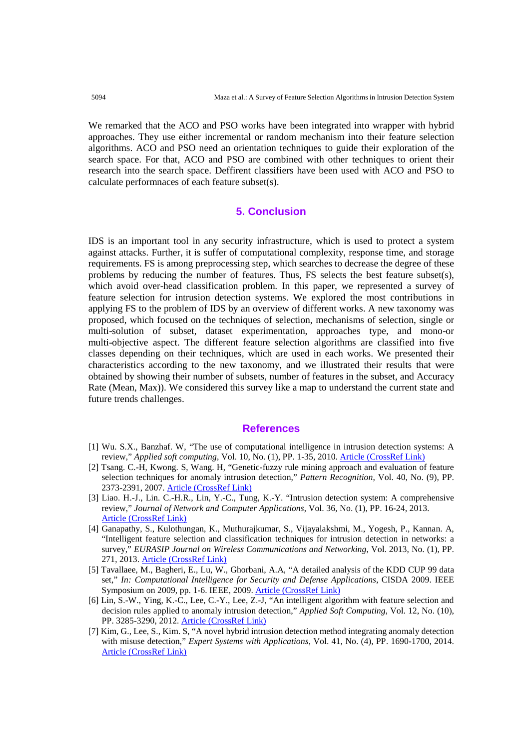We remarked that the ACO and PSO works have been integrated into wrapper with hybrid approaches. They use either incremental or random mechanism into their feature selection algorithms. ACO and PSO need an orientation techniques to guide their exploration of the search space. For that, ACO and PSO are combined with other techniques to orient their research into the search space. Deffirent classifiers have been used with ACO and PSO to calculate performnaces of each feature subset(s).

## 5. Conclusion

IDS is an important tool in any security infrastructure, which is used to protect a system against attacks. Further, it is suffer of computational complexity, response time, and storage requirements. FS is among preprocessing step, which searches to decrease the degree of these problems by reducing the number of features. Thus, FS selects the best feature subset(s), which avoid over-head classification problem. In this paper, we represented a survey of feature selection for intrusion detection systems. We explored the most contributions in applying FS to the problem of IDS by an overview of different works. A new taxonomy was proposed, which focused on the techniques of selection, mechanisms of selection, single or multi-solution of subset, dataset experimentation, approaches type, and mono-or multi-objective aspect. The different feature selection algorithms are classified into five classes depending on their techniques, which are used in each works. We presented their characteristics according to the new taxonomy, and we illustrated their results that were obtained by showing their number of subsets, number of features in the subset, and Accuracy Rate (Mean, Max)). We considered this survey like a map to understand the current state and future trends challenges.

## References

[1] Wu. S.X., Banzhaf. W, "The use of computational intelligence in intrusion detection systems: A review," *Applied soft computing*, Vol. 10, No. (1), PP. 1-35, 2010. Article (CrossRef Link)

[2] Tsang. C.-H, Kwong. S, Wang. H, "Genetic-fuzzy rule mining approach and evaluation of feature selection techniques for anomaly intrusion detection," *Pattern Recognition*, Vol. 40, No. (9), PP. 2373-2391, 2007. Article (CrossRef Link)

[3] Liao. H.-J., Lin. C.-H.R., Lin, Y.-C., Tung, K.-Y. "Intrusion detection system: A comprehensive review," *Journal of Network and Computer Applications*, Vol. 36, No. (1), PP. 16-24, 2013. Article (CrossRef Link)

[4] Ganapathy, S., Kulothungan, K., Muthurajkumar, S., Vijayalakshmi, M., Yogesh, P., Kannan. A, "Intelligent feature selection and classification techniques for intrusion detection in networks: a survey," *EURASIP Journal on Wireless Communications and Networking*, Vol. 2013, No. (1), PP. 271, 2013. Article (CrossRef Link)

[5] Tavallaee, M., Bagheri, E., Lu, W., Ghorbani, A.A, "A detailed analysis of the KDD CUP 99 data set," *In: Computational Intelligence for Security and Defense Applications*, CISDA 2009. IEEE Symposium on 2009, pp. 1-6. IEEE, 2009. Article (CrossRef Link)

[6] Lin, S.-W., Ying, K.-C., Lee, C.-Y., Lee, Z.-J, "An intelligent algorithm with feature selection and decision rules applied to anomaly intrusion detection," *Applied Soft Computing*, Vol. 12, No. (10), PP. 3285-3290, 2012. Article (CrossRef Link)

[7] Kim, G., Lee, S., Kim. S, "A novel hybrid intrusion detection method integrating anomaly detection with misuse detection," *Expert Systems with Applications*, Vol. 41, No. (4), PP. 1690-1700, 2014. Article (CrossRef Link)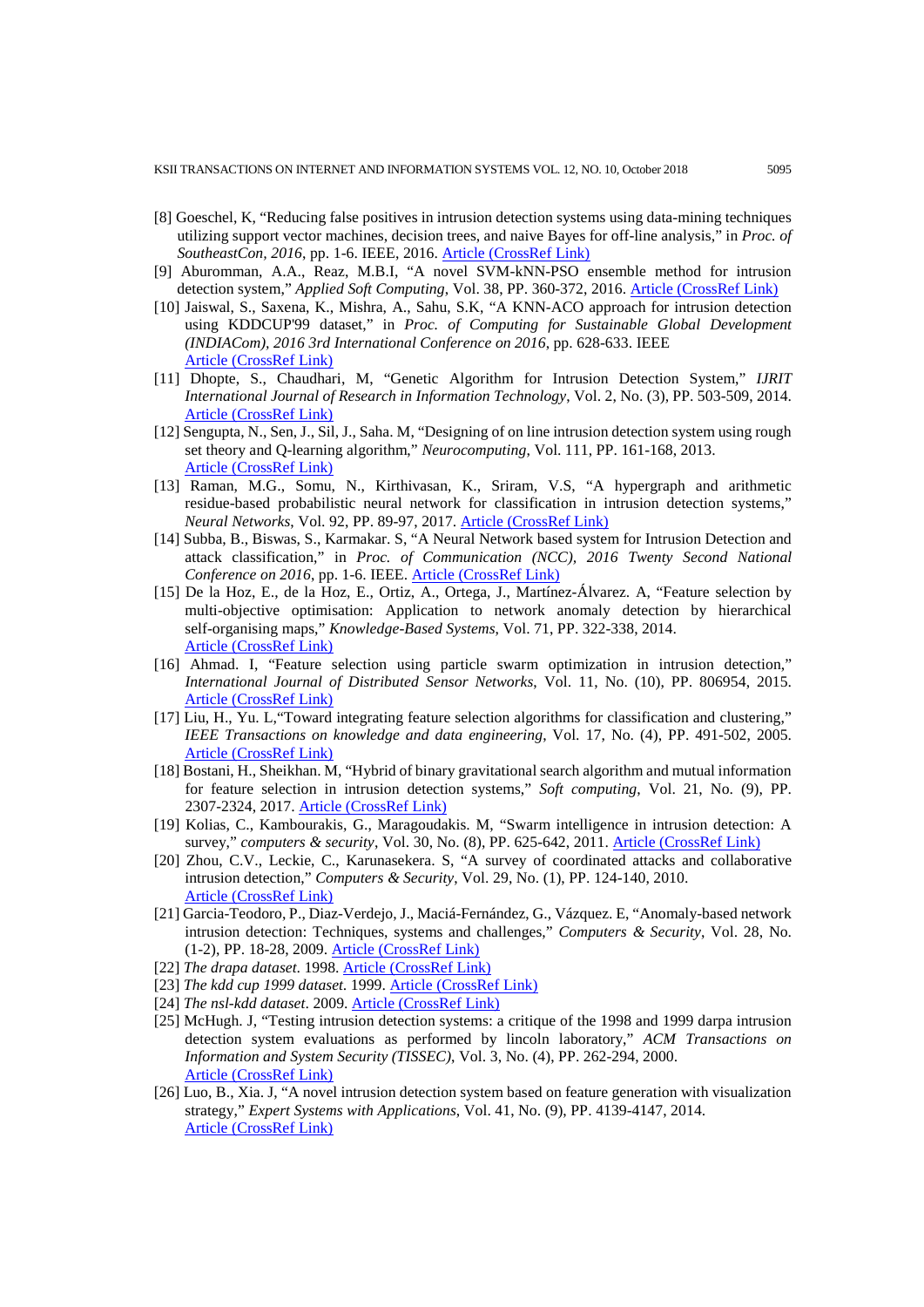[8] Goeschel, K, "Reducing false positives in intrusion detection systems using data-mining techniques utilizing support vector machines, decision trees, and naive Bayes for off-line analysis," in *Proc. of SoutheastCon, 2016*, pp. 1-6. IEEE, 2016. Article (CrossRef Link)

[9] Aburomman, A.A., Reaz, M.B.I, "A novel SVM-kNN-PSO ensemble method for intrusion detection system," *Applied Soft Computing*, Vol. 38, PP. 360-372, 2016. Article (CrossRef Link)

[10] Jaiswal, S., Saxena, K., Mishra, A., Sahu, S.K, "A KNN-ACO approach for intrusion detection using KDDCUP'99 dataset," in *Proc. of Computing for Sustainable Global Development (INDIACom), 2016 3rd International Conference on 2016*, pp. 628-633. IEEE Article (CrossRef Link)

[11] Dhopte, S., Chaudhari, M, "Genetic Algorithm for Intrusion Detection System," *IJRIT International Journal of Research in Information Technology*, Vol. 2, No. (3), PP. 503-509, 2014. Article (CrossRef Link)

[12] Sengupta, N., Sen, J., Sil, J., Saha. M, "Designing of on line intrusion detection system using rough set theory and Q-learning algorithm," *Neurocomputing*, Vol. 111, PP. 161-168, 2013. Article (CrossRef Link)

[13] Raman, M.G., Somu, N., Kirthivasan, K., Sriram, V.S, "A hypergraph and arithmetic residue-based probabilistic neural network for classification in intrusion detection systems," *Neural Networks*, Vol. 92, PP. 89-97, 2017. Article (CrossRef Link)

[14] Subba, B., Biswas, S., Karmakar. S, "A Neural Network based system for Intrusion Detection and attack classification," in *Proc. of Communication (NCC), 2016 Twenty Second National Conference on 2016*, pp. 1-6. IEEE. Article (CrossRef Link)

[15] De la Hoz, E., de la Hoz, E., Ortiz, A., Ortega, J., Martínez-Álvarez. A, "Feature selection by multi-objective optimisation: Application to network anomaly detection by hierarchical self-organising maps," *Knowledge-Based Systems*, Vol. 71, PP. 322-338, 2014. Article (CrossRef Link)

[16] Ahmad. I, "Feature selection using particle swarm optimization in intrusion detection," *International Journal of Distributed Sensor Networks*, Vol. 11, No. (10), PP. 806954, 2015. Article (CrossRef Link)

[17] Liu, H., Yu. L,"Toward integrating feature selection algorithms for classification and clustering," *IEEE Transactions on knowledge and data engineering*, Vol. 17, No. (4), PP. 491-502, 2005. Article (CrossRef Link)

[18] Bostani, H., Sheikhan. M, "Hybrid of binary gravitational search algorithm and mutual information for feature selection in intrusion detection systems," *Soft computing*, Vol. 21, No. (9), PP. 2307-2324, 2017. Article (CrossRef Link)

[19] Kolias, C., Kambourakis, G., Maragoudakis. M, "Swarm intelligence in intrusion detection: A survey," *computers & security*, Vol. 30, No. (8), PP. 625-642, 2011. Article (CrossRef Link)

[20] Zhou, C.V., Leckie, C., Karunasekera. S, "A survey of coordinated attacks and collaborative intrusion detection," *Computers & Security*, Vol. 29, No. (1), PP. 124-140, 2010. Article (CrossRef Link)

[21] Garcia-Teodoro, P., Diaz-Verdejo, J., Maciá-Fernández, G., Vázquez. E, "Anomaly-based network intrusion detection: Techniques, systems and challenges," *Computers & Security*, Vol. 28, No. (1-2), PP. 18-28, 2009. Article (CrossRef Link)

[22] *The drapa dataset*. 1998. Article (CrossRef Link)

[23] *The kdd cup 1999 dataset*. 1999. Article (CrossRef Link)

[24] *The nsl-kdd dataset*. 2009. Article (CrossRef Link)

[25] McHugh. J, "Testing intrusion detection systems: a critique of the 1998 and 1999 darpa intrusion detection system evaluations as performed by lincoln laboratory," *ACM Transactions on Information and System Security (TISSEC)*, Vol. 3, No. (4), PP. 262-294, 2000. Article (CrossRef Link)

[26] Luo, B., Xia. J, "A novel intrusion detection system based on feature generation with visualization strategy," *Expert Systems with Applications*, Vol. 41, No. (9), PP. 4139-4147, 2014. Article (CrossRef Link)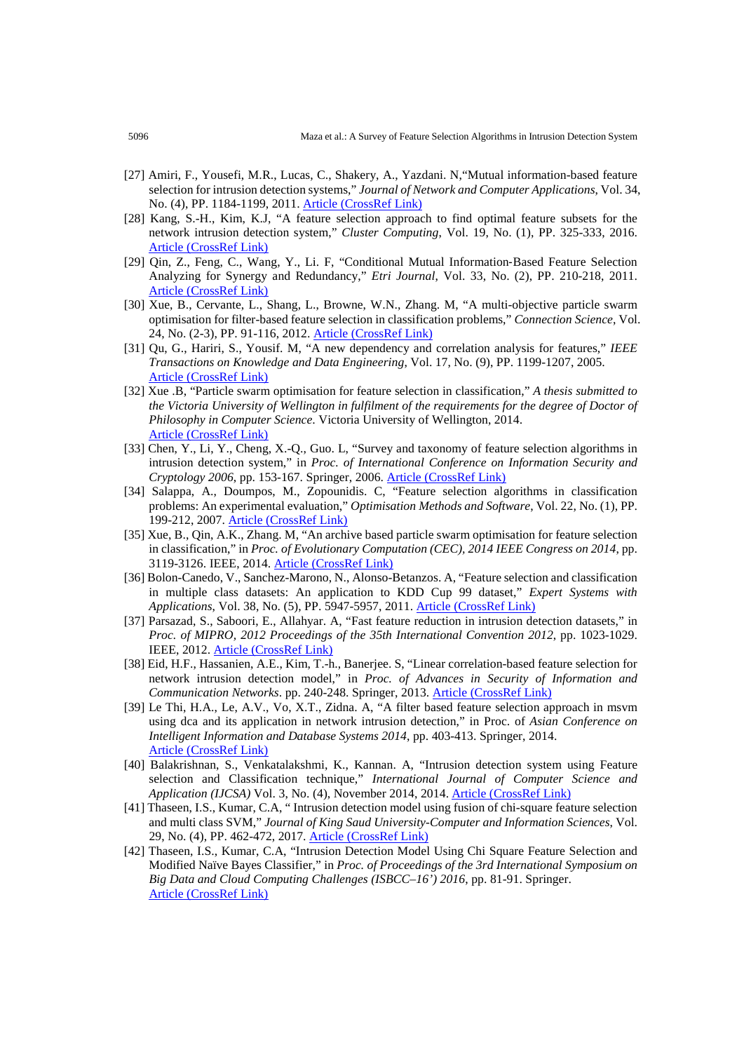[27] Amiri, F., Yousefi, M.R., Lucas, C., Shakery, A., Yazdani. N,"Mutual information-based feature selection for intrusion detection systems," *Journal of Network and Computer Applications*, Vol. 34, No. (4), PP. 1184-1199, 2011. Article (CrossRef Link)

[28] Kang, S.-H., Kim, K.J, "A feature selection approach to find optimal feature subsets for the network intrusion detection system," *Cluster Computing*, Vol. 19, No. (1), PP. 325-333, 2016. Article (CrossRef Link)

[29] Qin, Z., Feng, C., Wang, Y., Li. F, "Conditional Mutual Information‐Based Feature Selection Analyzing for Synergy and Redundancy," *Etri Journal*, Vol. 33, No. (2), PP. 210-218, 2011. Article (CrossRef Link)

[30] Xue, B., Cervante, L., Shang, L., Browne, W.N., Zhang. M, "A multi-objective particle swarm optimisation for filter-based feature selection in classification problems," *Connection Science*, Vol. 24, No. (2-3), PP. 91-116, 2012. Article (CrossRef Link)

[31] Qu, G., Hariri, S., Yousif. M, "A new dependency and correlation analysis for features," *IEEE Transactions on Knowledge and Data Engineering*, Vol. 17, No. (9), PP. 1199-1207, 2005. Article (CrossRef Link)

[32] Xue .B, "Particle swarm optimisation for feature selection in classification," *A thesis submitted to the Victoria University of Wellington in fulfilment of the requirements for the degree of Doctor of Philosophy in Computer Science*. Victoria University of Wellington, 2014. Article (CrossRef Link)

[33] Chen, Y., Li, Y., Cheng, X.-Q., Guo. L, "Survey and taxonomy of feature selection algorithms in intrusion detection system," in *Proc. of International Conference on Information Security and Cryptology 2006*, pp. 153-167. Springer, 2006. Article (CrossRef Link)

[34] Salappa, A., Doumpos, M., Zopounidis. C, "Feature selection algorithms in classification problems: An experimental evaluation," *Optimisation Methods and Software*, Vol. 22, No. (1), PP. 199-212, 2007. Article (CrossRef Link)

[35] Xue, B., Qin, A.K., Zhang. M, "An archive based particle swarm optimisation for feature selection in classification," in *Proc. of Evolutionary Computation (CEC), 2014 IEEE Congress on 2014*, pp. 3119-3126. IEEE, 2014. Article (CrossRef Link)

[36] Bolon-Canedo, V., Sanchez-Marono, N., Alonso-Betanzos. A, "Feature selection and classification in multiple class datasets: An application to KDD Cup 99 dataset," *Expert Systems with Applications*, Vol. 38, No. (5), PP. 5947-5957, 2011. Article (CrossRef Link)

[37] Parsazad, S., Saboori, E., Allahyar. A, "Fast feature reduction in intrusion detection datasets," in *Proc. of MIPRO, 2012 Proceedings of the 35th International Convention 2012*, pp. 1023-1029. IEEE, 2012. Article (CrossRef Link)

[38] Eid, H.F., Hassanien, A.E., Kim, T.-h., Banerjee. S, "Linear correlation-based feature selection for network intrusion detection model," in *Proc. of Advances in Security of Information and Communication Networks*. pp. 240-248. Springer, 2013. Article (CrossRef Link)

[39] Le Thi, H.A., Le, A.V., Vo, X.T., Zidna. A, "A filter based feature selection approach in msvm using dca and its application in network intrusion detection," in Proc. of *Asian Conference on Intelligent Information and Database Systems 2014*, pp. 403-413. Springer, 2014. Article (CrossRef Link)

[40] Balakrishnan, S., Venkatalakshmi, K., Kannan. A, "Intrusion detection system using Feature selection and Classification technique," *International Journal of Computer Science and Application (IJCSA)* Vol. 3, No. (4), November 2014, 2014. Article (CrossRef Link)

[41] Thaseen, I.S., Kumar, C.A, " Intrusion detection model using fusion of chi-square feature selection and multi class SVM," *Journal of King Saud University-Computer and Information Sciences*, Vol. 29, No. (4), PP. 462-472, 2017. Article (CrossRef Link)

[42] Thaseen, I.S., Kumar, C.A, "Intrusion Detection Model Using Chi Square Feature Selection and Modified Naïve Bayes Classifier," in *Proc. of Proceedings of the 3rd International Symposium on Big Data and Cloud Computing Challenges (ISBCC–16') 2016*, pp. 81-91. Springer. Article (CrossRef Link)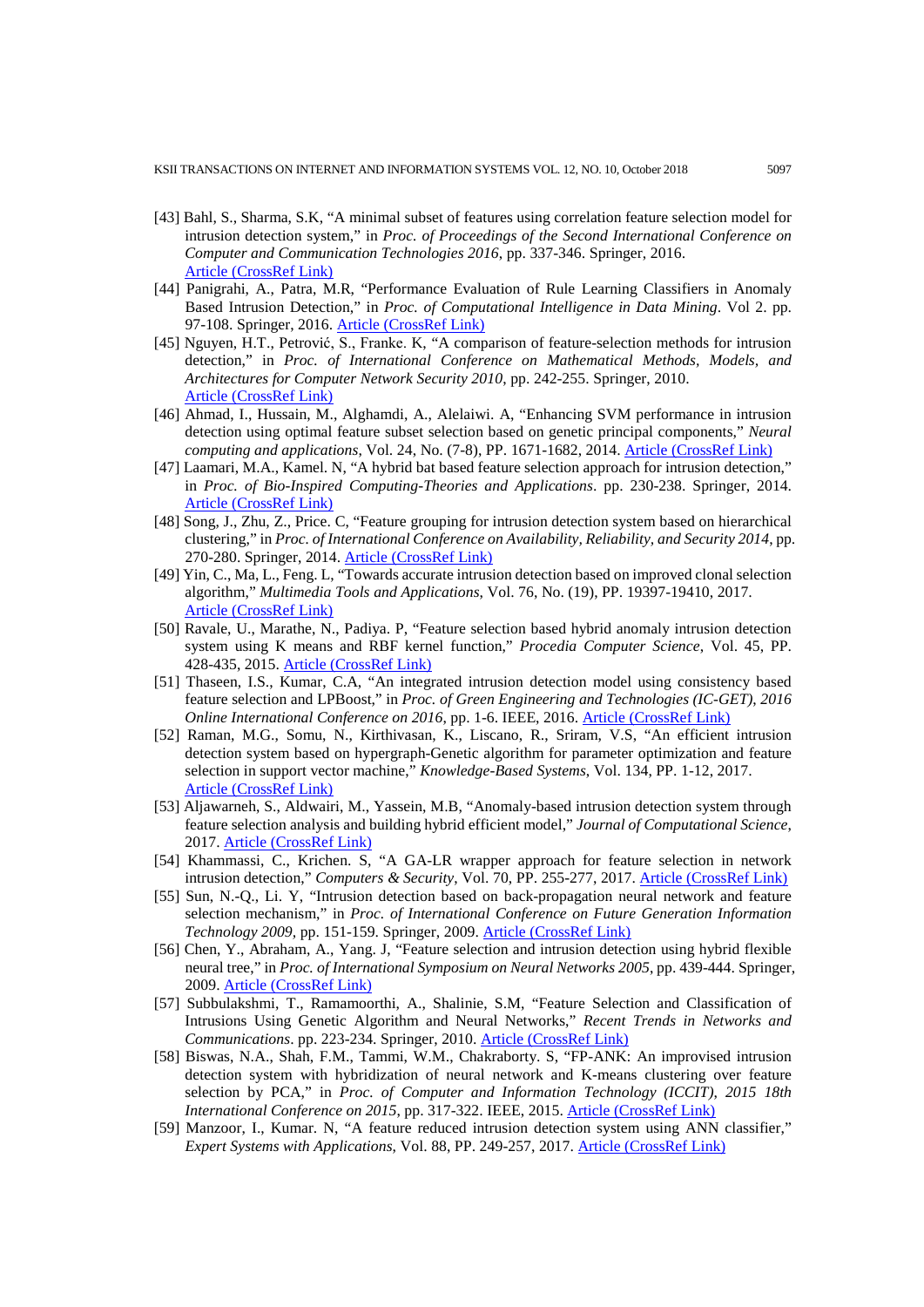[43] Bahl, S., Sharma, S.K, "A minimal subset of features using correlation feature selection model for intrusion detection system," in *Proc. of Proceedings of the Second International Conference on Computer and Communication Technologies 2016*, pp. 337-346. Springer, 2016. Article (CrossRef Link)

[44] Panigrahi, A., Patra, M.R, "Performance Evaluation of Rule Learning Classifiers in Anomaly Based Intrusion Detection," in *Proc. of Computational Intelligence in Data Mining*. Vol 2. pp. 97-108. Springer, 2016. Article (CrossRef Link)

[45] Nguyen, H.T., Petrović, S., Franke. K, "A comparison of feature-selection methods for intrusion detection," in *Proc. of International Conference on Mathematical Methods, Models, and Architectures for Computer Network Security 2010*, pp. 242-255. Springer, 2010. Article (CrossRef Link)

[46] Ahmad, I., Hussain, M., Alghamdi, A., Alelaiwi. A, "Enhancing SVM performance in intrusion detection using optimal feature subset selection based on genetic principal components," *Neural computing and applications*, Vol. 24, No. (7-8), PP. 1671-1682, 2014. Article (CrossRef Link)

[47] Laamari, M.A., Kamel. N, "A hybrid bat based feature selection approach for intrusion detection," in *Proc. of Bio-Inspired Computing-Theories and Applications*. pp. 230-238. Springer, 2014. Article (CrossRef Link)

[48] Song, J., Zhu, Z., Price. C, "Feature grouping for intrusion detection system based on hierarchical clustering," in *Proc. of International Conference on Availability, Reliability, and Security 2014*, pp. 270-280. Springer, 2014. Article (CrossRef Link)

[49] Yin, C., Ma, L., Feng. L, "Towards accurate intrusion detection based on improved clonal selection algorithm," *Multimedia Tools and Applications*, Vol. 76, No. (19), PP. 19397-19410, 2017. Article (CrossRef Link)

[50] Ravale, U., Marathe, N., Padiya. P, "Feature selection based hybrid anomaly intrusion detection system using K means and RBF kernel function," *Procedia Computer Science*, Vol. 45, PP. 428-435, 2015. Article (CrossRef Link)

[51] Thaseen, I.S., Kumar, C.A, "An integrated intrusion detection model using consistency based feature selection and LPBoost," in *Proc. of Green Engineering and Technologies (IC-GET), 2016 Online International Conference on 2016*, pp. 1-6. IEEE, 2016. Article (CrossRef Link)

[52] Raman, M.G., Somu, N., Kirthivasan, K., Liscano, R., Sriram, V.S, "An efficient intrusion detection system based on hypergraph-Genetic algorithm for parameter optimization and feature selection in support vector machine," *Knowledge-Based Systems*, Vol. 134, PP. 1-12, 2017. Article (CrossRef Link)

[53] Aljawarneh, S., Aldwairi, M., Yassein, M.B, "Anomaly-based intrusion detection system through feature selection analysis and building hybrid efficient model," *Journal of Computational Science*, 2017. Article (CrossRef Link)

[54] Khammassi, C., Krichen. S, "A GA-LR wrapper approach for feature selection in network intrusion detection," *Computers & Security*, Vol. 70, PP. 255-277, 2017. Article (CrossRef Link)

[55] Sun, N.-Q., Li. Y, "Intrusion detection based on back-propagation neural network and feature selection mechanism," in *Proc. of International Conference on Future Generation Information Technology 2009*, pp. 151-159. Springer, 2009. Article (CrossRef Link)

[56] Chen, Y., Abraham, A., Yang. J, "Feature selection and intrusion detection using hybrid flexible neural tree," in *Proc. of International Symposium on Neural Networks 2005*, pp. 439-444. Springer, 2009. Article (CrossRef Link)

[57] Subbulakshmi, T., Ramamoorthi, A., Shalinie, S.M, "Feature Selection and Classification of Intrusions Using Genetic Algorithm and Neural Networks," *Recent Trends in Networks and Communications*. pp. 223-234. Springer, 2010. Article (CrossRef Link)

[58] Biswas, N.A., Shah, F.M., Tammi, W.M., Chakraborty. S, "FP-ANK: An improvised intrusion detection system with hybridization of neural network and K-means clustering over feature selection by PCA," in *Proc. of Computer and Information Technology (ICCIT), 2015 18th International Conference on 2015*, pp. 317-322. IEEE, 2015. Article (CrossRef Link)

[59] Manzoor, I., Kumar. N, "A feature reduced intrusion detection system using ANN classifier," *Expert Systems with Applications*, Vol. 88, PP. 249-257, 2017. Article (CrossRef Link)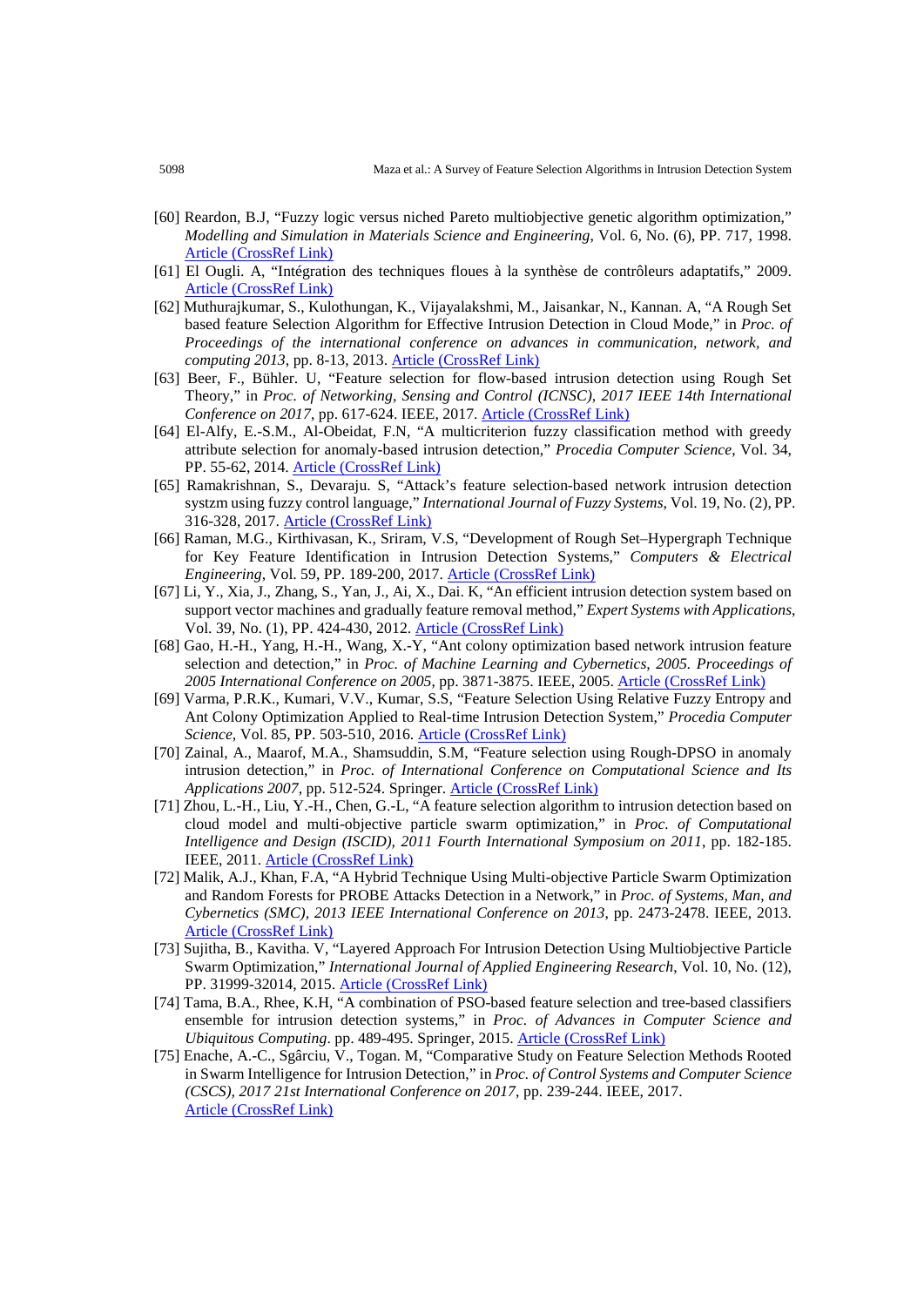[60] Reardon, B.J, "Fuzzy logic versus niched Pareto multiobjective genetic algorithm optimization," *Modelling and Simulation in Materials Science and Engineering*, Vol. 6, No. (6), PP. 717, 1998. Article (CrossRef Link)

[61] El Ougli. A, "Intégration des techniques floues à la synthèse de contrôleurs adaptatifs," 2009. Article (CrossRef Link)

[62] Muthurajkumar, S., Kulothungan, K., Vijayalakshmi, M., Jaisankar, N., Kannan. A, "A Rough Set based feature Selection Algorithm for Effective Intrusion Detection in Cloud Mode," in *Proc. of Proceedings of the international conference on advances in communication, network, and computing 2013*, pp. 8-13, 2013. Article (CrossRef Link)

[63] Beer, F., Bühler. U, "Feature selection for flow-based intrusion detection using Rough Set Theory," in *Proc. of Networking, Sensing and Control (ICNSC), 2017 IEEE 14th International Conference on 2017*, pp. 617-624. IEEE, 2017. Article (CrossRef Link)

[64] El-Alfy, E.-S.M., Al-Obeidat, F.N, "A multicriterion fuzzy classification method with greedy attribute selection for anomaly-based intrusion detection," *Procedia Computer Science*, Vol. 34, PP. 55-62, 2014. Article (CrossRef Link)

[65] Ramakrishnan, S., Devaraju. S, "Attack's feature selection-based network intrusion detection systzm using fuzzy control language," *International Journal of Fuzzy Systems*, Vol. 19, No. (2), PP. 316-328, 2017. Article (CrossRef Link)

[66] Raman, M.G., Kirthivasan, K., Sriram, V.S, "Development of Rough Set–Hypergraph Technique for Key Feature Identification in Intrusion Detection Systems," *Computers & Electrical Engineering*, Vol. 59, PP. 189-200, 2017. Article (CrossRef Link)

[67] Li, Y., Xia, J., Zhang, S., Yan, J., Ai, X., Dai. K, "An efficient intrusion detection system based on support vector machines and gradually feature removal method," *Expert Systems with Applications*, Vol. 39, No. (1), PP. 424-430, 2012. Article (CrossRef Link)

[68] Gao, H.-H., Yang, H.-H., Wang, X.-Y, "Ant colony optimization based network intrusion feature selection and detection," in *Proc. of Machine Learning and Cybernetics, 2005. Proceedings of 2005 International Conference on 2005*, pp. 3871-3875. IEEE, 2005. Article (CrossRef Link)

[69] Varma, P.R.K., Kumari, V.V., Kumar, S.S, "Feature Selection Using Relative Fuzzy Entropy and Ant Colony Optimization Applied to Real-time Intrusion Detection System," *Procedia Computer Science*, Vol. 85, PP. 503-510, 2016. Article (CrossRef Link)

[70] Zainal, A., Maarof, M.A., Shamsuddin, S.M, "Feature selection using Rough-DPSO in anomaly intrusion detection," in *Proc. of International Conference on Computational Science and Its Applications 2007*, pp. 512-524. Springer. Article (CrossRef Link)

[71] Zhou, L.-H., Liu, Y.-H., Chen, G.-L, "A feature selection algorithm to intrusion detection based on cloud model and multi-objective particle swarm optimization," in *Proc. of Computational Intelligence and Design (ISCID), 2011 Fourth International Symposium on 2011*, pp. 182-185. IEEE, 2011. Article (CrossRef Link)

[72] Malik, A.J., Khan, F.A, "A Hybrid Technique Using Multi-objective Particle Swarm Optimization and Random Forests for PROBE Attacks Detection in a Network," in *Proc. of Systems, Man, and Cybernetics (SMC), 2013 IEEE International Conference on 2013*, pp. 2473-2478. IEEE, 2013. Article (CrossRef Link)

[73] Sujitha, B., Kavitha. V, "Layered Approach For Intrusion Detection Using Multiobjective Particle Swarm Optimization," *International Journal of Applied Engineering Research*, Vol. 10, No. (12), PP. 31999-32014, 2015. Article (CrossRef Link)

[74] Tama, B.A., Rhee, K.H, "A combination of PSO-based feature selection and tree-based classifiers ensemble for intrusion detection systems," in *Proc. of Advances in Computer Science and Ubiquitous Computing*. pp. 489-495. Springer, 2015. Article (CrossRef Link)

[75] Enache, A.-C., Sgârciu, V., Togan. M, "Comparative Study on Feature Selection Methods Rooted in Swarm Intelligence for Intrusion Detection," in *Proc. of Control Systems and Computer Science (CSCS), 2017 21st International Conference on 2017*, pp. 239-244. IEEE, 2017. Article (CrossRef Link)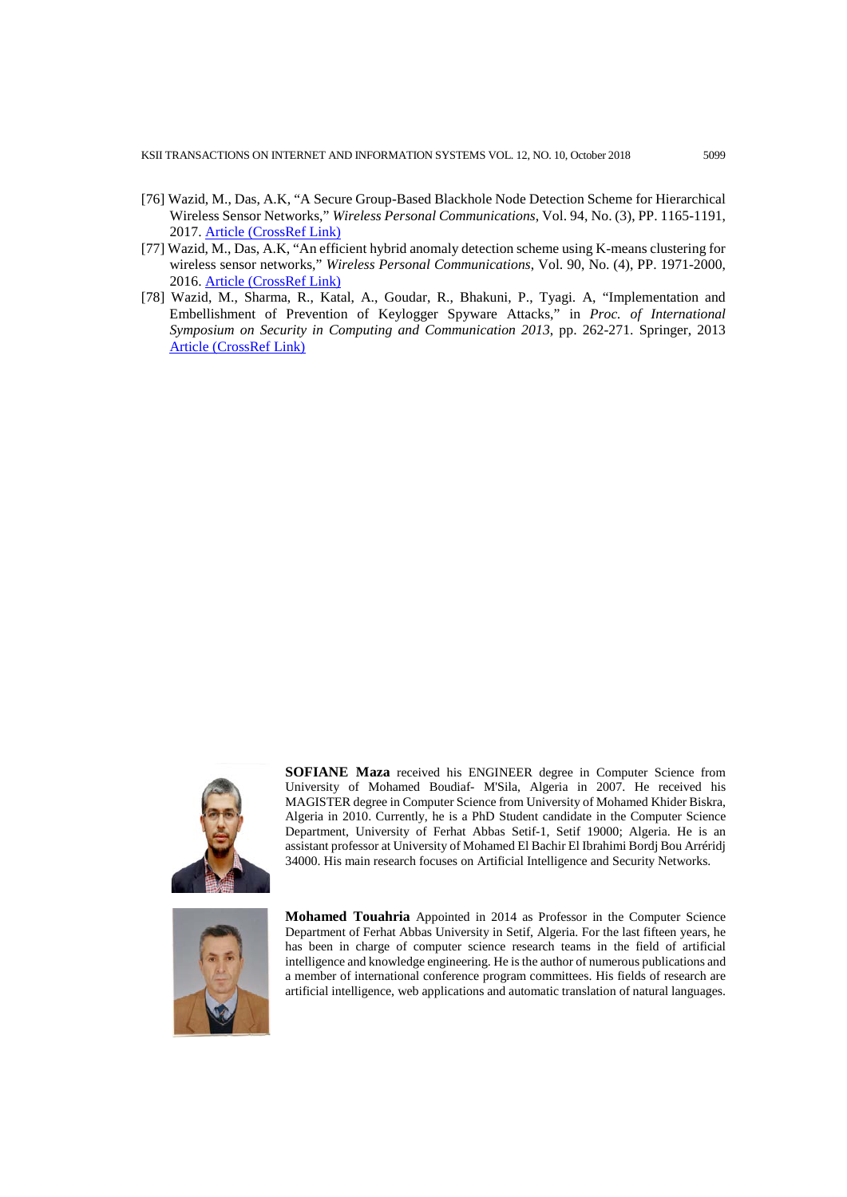[76] Wazid, M., Das, A.K, "A Secure Group-Based Blackhole Node Detection Scheme for Hierarchical Wireless Sensor Networks," *Wireless Personal Communications*, Vol. 94, No. (3), PP. 1165-1191, 2017. Article (CrossRef Link)

[77] Wazid, M., Das, A.K, "An efficient hybrid anomaly detection scheme using K-means clustering for wireless sensor networks," *Wireless Personal Communications*, Vol. 90, No. (4), PP. 1971-2000, 2016. Article (CrossRef Link)

[78] Wazid, M., Sharma, R., Katal, A., Goudar, R., Bhakuni, P., Tyagi. A, "Implementation and Embellishment of Prevention of Keylogger Spyware Attacks," in *Proc. of International Symposium on Security in Computing and Communication 2013*, pp. 262-271. Springer, 2013 Article (CrossRef Link)

**SOFIANE Maza** received his ENGINEER degree in Computer Science from University of Mohamed Boudiaf- M'Sila, Algeria in 2007. He received his MAGISTER degree in Computer Science from University of Mohamed Khider Biskra, Algeria in 2010. Currently, he is a PhD Student candidate in the Computer Science Department, University of Ferhat Abbas Setif-1, Setif 19000; Algeria. He is an assistant professor at University of Mohamed El Bachir El Ibrahimi Bordj Bou Arréridj 34000. His main research focuses on Artificial Intelligence and Security Networks.

**Mohamed Touahria** Appointed in 2014 as Professor in the Computer Science Department of Ferhat Abbas University in Setif, Algeria. For the last fifteen years, he has been in charge of computer science research teams in the field of artificial intelligence and knowledge engineering. He is the author of numerous publications and a member of international conference program committees. His fields of research are artificial intelligence, web applications and automatic translation of natural languages.